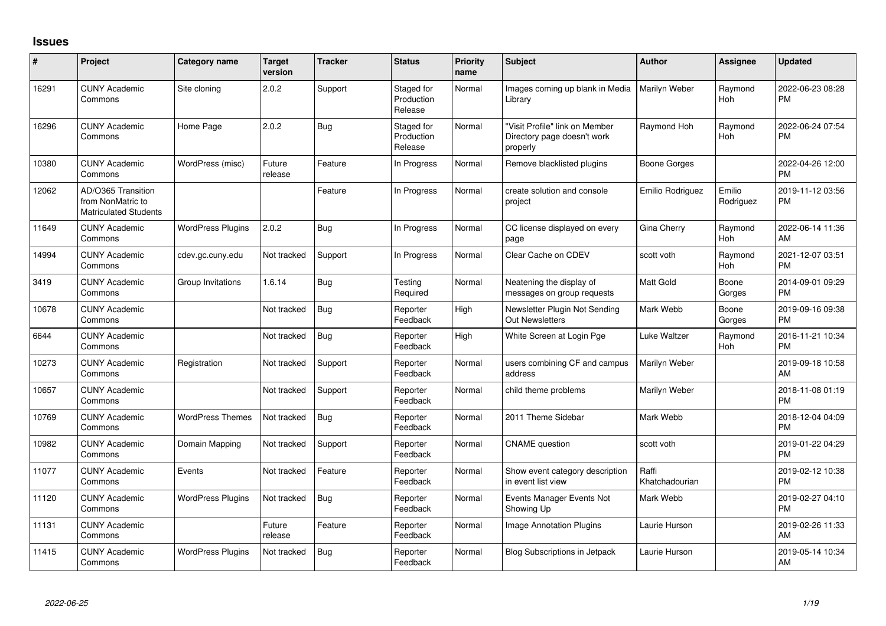## Issues

| # | Project | Category name | Target version | Tracker | Status | Priority name | Subject | Author | Assignee | Updated |
|---|---|---|---|---|---|---|---|---|---|---|
| 16291 | CUNY Academic Commons | Site cloning | 2.0.2 | Support | Staged for Production Release | Normal | Images coming up blank in Media Library | Marilyn Weber | Raymond Hoh | 2022-06-23 08:28 PM |
| 16296 | CUNY Academic Commons | Home Page | 2.0.2 | Bug | Staged for Production Release | Normal | "Visit Profile" link on Member Directory page doesn't work properly | Raymond Hoh | Raymond Hoh | 2022-06-24 07:54 PM |
| 10380 | CUNY Academic Commons | WordPress (misc) | Future release | Feature | In Progress | Normal | Remove blacklisted plugins | Boone Gorges | | 2022-04-26 12:00 PM |
| 12062 | AD/O365 Transition from NonMatric to Matriculated Students | | | Feature | In Progress | Normal | create solution and console project | Emilio Rodriguez | Emilio Rodriguez | 2019-11-12 03:56 PM |
| 11649 | CUNY Academic Commons | WordPress Plugins | 2.0.2 | Bug | In Progress | Normal | CC license displayed on every page | Gina Cherry | Raymond Hoh | 2022-06-14 11:36 AM |
| 14994 | CUNY Academic Commons | cdev.gc.cuny.edu | Not tracked | Support | In Progress | Normal | Clear Cache on CDEV | scott voth | Raymond Hoh | 2021-12-07 03:51 PM |
| 3419 | CUNY Academic Commons | Group Invitations | 1.6.14 | Bug | Testing Required | Normal | Neatening the display of messages on group requests | Matt Gold | Boone Gorges | 2014-09-01 09:29 PM |
| 10678 | CUNY Academic Commons | | Not tracked | Bug | Reporter Feedback | High | Newsletter Plugin Not Sending Out Newsletters | Mark Webb | Boone Gorges | 2019-09-16 09:38 PM |
| 6644 | CUNY Academic Commons | | Not tracked | Bug | Reporter Feedback | High | White Screen at Login Pge | Luke Waltzer | Raymond Hoh | 2016-11-21 10:34 PM |
| 10273 | CUNY Academic Commons | Registration | Not tracked | Support | Reporter Feedback | Normal | users combining CF and campus address | Marilyn Weber | | 2019-09-18 10:58 AM |
| 10657 | CUNY Academic Commons | | Not tracked | Support | Reporter Feedback | Normal | child theme problems | Marilyn Weber | | 2018-11-08 01:19 PM |
| 10769 | CUNY Academic Commons | WordPress Themes | Not tracked | Bug | Reporter Feedback | Normal | 2011 Theme Sidebar | Mark Webb | | 2018-12-04 04:09 PM |
| 10982 | CUNY Academic Commons | Domain Mapping | Not tracked | Support | Reporter Feedback | Normal | CNAME question | scott voth | | 2019-01-22 04:29 PM |
| 11077 | CUNY Academic Commons | Events | Not tracked | Feature | Reporter Feedback | Normal | Show event category description in event list view | Raffi Khatchadourian | | 2019-02-12 10:38 PM |
| 11120 | CUNY Academic Commons | WordPress Plugins | Not tracked | Bug | Reporter Feedback | Normal | Events Manager Events Not Showing Up | Mark Webb | | 2019-02-27 04:10 PM |
| 11131 | CUNY Academic Commons | | Future release | Feature | Reporter Feedback | Normal | Image Annotation Plugins | Laurie Hurson | | 2019-02-26 11:33 AM |
| 11415 | CUNY Academic Commons | WordPress Plugins | Not tracked | Bug | Reporter Feedback | Normal | Blog Subscriptions in Jetpack | Laurie Hurson | | 2019-05-14 10:34 AM |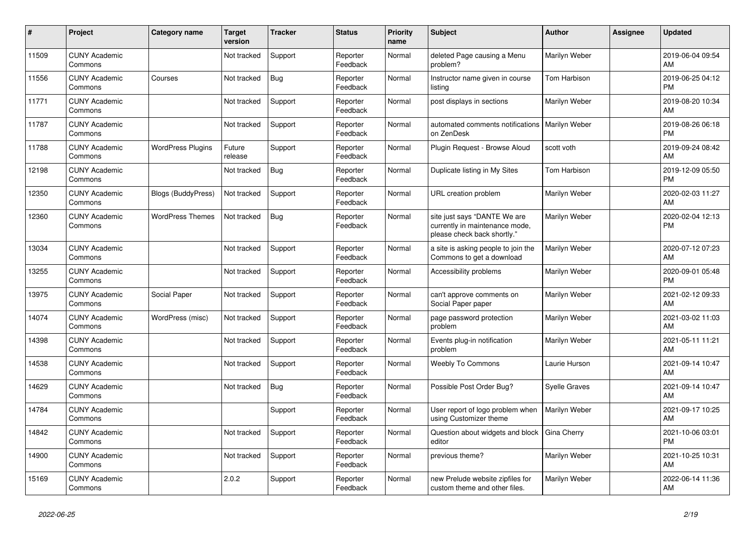| # | Project | Category name | Target version | Tracker | Status | Priority name | Subject | Author | Assignee | Updated |
|---|---|---|---|---|---|---|---|---|---|---|
| 11509 | CUNY Academic Commons | | Not tracked | Support | Reporter Feedback | Normal | deleted Page causing a Menu problem? | Marilyn Weber | | 2019-06-04 09:54 AM |
| 11556 | CUNY Academic Commons | Courses | Not tracked | Bug | Reporter Feedback | Normal | Instructor name given in course listing | Tom Harbison | | 2019-06-25 04:12 PM |
| 11771 | CUNY Academic Commons | | Not tracked | Support | Reporter Feedback | Normal | post displays in sections | Marilyn Weber | | 2019-08-20 10:34 AM |
| 11787 | CUNY Academic Commons | | Not tracked | Support | Reporter Feedback | Normal | automated comments notifications on ZenDesk | Marilyn Weber | | 2019-08-26 06:18 PM |
| 11788 | CUNY Academic Commons | WordPress Plugins | Future release | Support | Reporter Feedback | Normal | Plugin Request - Browse Aloud | scott voth | | 2019-09-24 08:42 AM |
| 12198 | CUNY Academic Commons | | Not tracked | Bug | Reporter Feedback | Normal | Duplicate listing in My Sites | Tom Harbison | | 2019-12-09 05:50 PM |
| 12350 | CUNY Academic Commons | Blogs (BuddyPress) | Not tracked | Support | Reporter Feedback | Normal | URL creation problem | Marilyn Weber | | 2020-02-03 11:27 AM |
| 12360 | CUNY Academic Commons | WordPress Themes | Not tracked | Bug | Reporter Feedback | Normal | site just says "DANTE We are currently in maintenance mode, please check back shortly." | Marilyn Weber | | 2020-02-04 12:13 PM |
| 13034 | CUNY Academic Commons | | Not tracked | Support | Reporter Feedback | Normal | a site is asking people to join the Commons to get a download | Marilyn Weber | | 2020-07-12 07:23 AM |
| 13255 | CUNY Academic Commons | | Not tracked | Support | Reporter Feedback | Normal | Accessibility problems | Marilyn Weber | | 2020-09-01 05:48 PM |
| 13975 | CUNY Academic Commons | Social Paper | Not tracked | Support | Reporter Feedback | Normal | can't approve comments on Social Paper paper | Marilyn Weber | | 2021-02-12 09:33 AM |
| 14074 | CUNY Academic Commons | WordPress (misc) | Not tracked | Support | Reporter Feedback | Normal | page password protection problem | Marilyn Weber | | 2021-03-02 11:03 AM |
| 14398 | CUNY Academic Commons | | Not tracked | Support | Reporter Feedback | Normal | Events plug-in notification problem | Marilyn Weber | | 2021-05-11 11:21 AM |
| 14538 | CUNY Academic Commons | | Not tracked | Support | Reporter Feedback | Normal | Weebly To Commons | Laurie Hurson | | 2021-09-14 10:47 AM |
| 14629 | CUNY Academic Commons | | Not tracked | Bug | Reporter Feedback | Normal | Possible Post Order Bug? | Syelle Graves | | 2021-09-14 10:47 AM |
| 14784 | CUNY Academic Commons | | | Support | Reporter Feedback | Normal | User report of logo problem when using Customizer theme | Marilyn Weber | | 2021-09-17 10:25 AM |
| 14842 | CUNY Academic Commons | | Not tracked | Support | Reporter Feedback | Normal | Question about widgets and block editor | Gina Cherry | | 2021-10-06 03:01 PM |
| 14900 | CUNY Academic Commons | | Not tracked | Support | Reporter Feedback | Normal | previous theme? | Marilyn Weber | | 2021-10-25 10:31 AM |
| 15169 | CUNY Academic Commons | | 2.0.2 | Support | Reporter Feedback | Normal | new Prelude website zipfiles for custom theme and other files. | Marilyn Weber | | 2022-06-14 11:36 AM |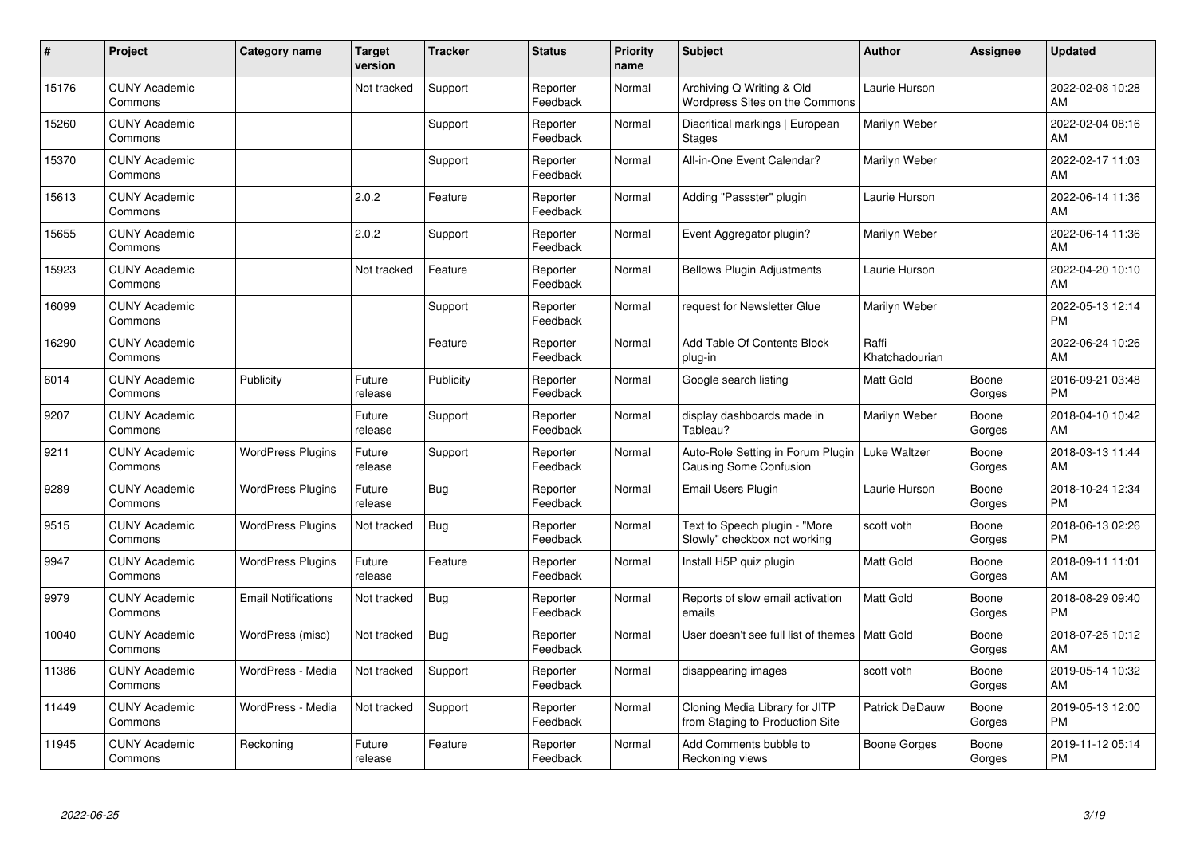| # | Project | Category name | Target version | Tracker | Status | Priority name | Subject | Author | Assignee | Updated |
|---|---|---|---|---|---|---|---|---|---|---|
| 15176 | CUNY Academic Commons | | Not tracked | Support | Reporter Feedback | Normal | Archiving Q Writing & Old Wordpress Sites on the Commons | Laurie Hurson | | 2022-02-08 10:28 AM |
| 15260 | CUNY Academic Commons | | | Support | Reporter Feedback | Normal | Diacritical markings \| European Stages | Marilyn Weber | | 2022-02-04 08:16 AM |
| 15370 | CUNY Academic Commons | | | Support | Reporter Feedback | Normal | All-in-One Event Calendar? | Marilyn Weber | | 2022-02-17 11:03 AM |
| 15613 | CUNY Academic Commons | | 2.0.2 | Feature | Reporter Feedback | Normal | Adding "Passster" plugin | Laurie Hurson | | 2022-06-14 11:36 AM |
| 15655 | CUNY Academic Commons | | 2.0.2 | Support | Reporter Feedback | Normal | Event Aggregator plugin? | Marilyn Weber | | 2022-06-14 11:36 AM |
| 15923 | CUNY Academic Commons | | Not tracked | Feature | Reporter Feedback | Normal | Bellows Plugin Adjustments | Laurie Hurson | | 2022-04-20 10:10 AM |
| 16099 | CUNY Academic Commons | | | Support | Reporter Feedback | Normal | request for Newsletter Glue | Marilyn Weber | | 2022-05-13 12:14 PM |
| 16290 | CUNY Academic Commons | | | Feature | Reporter Feedback | Normal | Add Table Of Contents Block plug-in | Raffi Khatchadourian | | 2022-06-24 10:26 AM |
| 6014 | CUNY Academic Commons | Publicity | Future release | Publicity | Reporter Feedback | Normal | Google search listing | Matt Gold | Boone Gorges | 2016-09-21 03:48 PM |
| 9207 | CUNY Academic Commons | | Future release | Support | Reporter Feedback | Normal | display dashboards made in Tableau? | Marilyn Weber | Boone Gorges | 2018-04-10 10:42 AM |
| 9211 | CUNY Academic Commons | WordPress Plugins | Future release | Support | Reporter Feedback | Normal | Auto-Role Setting in Forum Plugin Causing Some Confusion | Luke Waltzer | Boone Gorges | 2018-03-13 11:44 AM |
| 9289 | CUNY Academic Commons | WordPress Plugins | Future release | Bug | Reporter Feedback | Normal | Email Users Plugin | Laurie Hurson | Boone Gorges | 2018-10-24 12:34 PM |
| 9515 | CUNY Academic Commons | WordPress Plugins | Not tracked | Bug | Reporter Feedback | Normal | Text to Speech plugin - "More Slowly" checkbox not working | scott voth | Boone Gorges | 2018-06-13 02:26 PM |
| 9947 | CUNY Academic Commons | WordPress Plugins | Future release | Feature | Reporter Feedback | Normal | Install H5P quiz plugin | Matt Gold | Boone Gorges | 2018-09-11 11:01 AM |
| 9979 | CUNY Academic Commons | Email Notifications | Not tracked | Bug | Reporter Feedback | Normal | Reports of slow email activation emails | Matt Gold | Boone Gorges | 2018-08-29 09:40 PM |
| 10040 | CUNY Academic Commons | WordPress (misc) | Not tracked | Bug | Reporter Feedback | Normal | User doesn't see full list of themes | Matt Gold | Boone Gorges | 2018-07-25 10:12 AM |
| 11386 | CUNY Academic Commons | WordPress - Media | Not tracked | Support | Reporter Feedback | Normal | disappearing images | scott voth | Boone Gorges | 2019-05-14 10:32 AM |
| 11449 | CUNY Academic Commons | WordPress - Media | Not tracked | Support | Reporter Feedback | Normal | Cloning Media Library for JITP from Staging to Production Site | Patrick DeDauw | Boone Gorges | 2019-05-13 12:00 PM |
| 11945 | CUNY Academic Commons | Reckoning | Future release | Feature | Reporter Feedback | Normal | Add Comments bubble to Reckoning views | Boone Gorges | Boone Gorges | 2019-11-12 05:14 PM |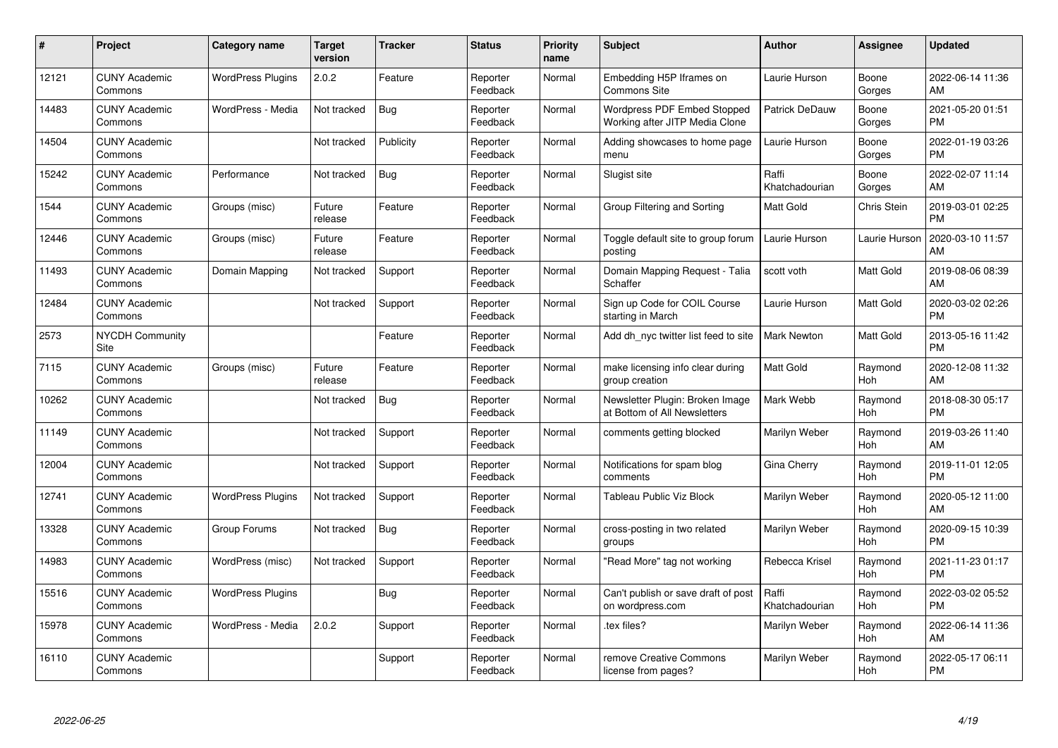| # | Project | Category name | Target version | Tracker | Status | Priority name | Subject | Author | Assignee | Updated |
|---|---|---|---|---|---|---|---|---|---|---|
| 12121 | CUNY Academic Commons | WordPress Plugins | 2.0.2 | Feature | Reporter Feedback | Normal | Embedding H5P Iframes on Commons Site | Laurie Hurson | Boone Gorges | 2022-06-14 11:36 AM |
| 14483 | CUNY Academic Commons | WordPress - Media | Not tracked | Bug | Reporter Feedback | Normal | Wordpress PDF Embed Stopped Working after JITP Media Clone | Patrick DeDauw | Boone Gorges | 2021-05-20 01:51 PM |
| 14504 | CUNY Academic Commons | | Not tracked | Publicity | Reporter Feedback | Normal | Adding showcases to home page menu | Laurie Hurson | Boone Gorges | 2022-01-19 03:26 PM |
| 15242 | CUNY Academic Commons | Performance | Not tracked | Bug | Reporter Feedback | Normal | Slugist site | Raffi Khatchadourian | Boone Gorges | 2022-02-07 11:14 AM |
| 1544 | CUNY Academic Commons | Groups (misc) | Future release | Feature | Reporter Feedback | Normal | Group Filtering and Sorting | Matt Gold | Chris Stein | 2019-03-01 02:25 PM |
| 12446 | CUNY Academic Commons | Groups (misc) | Future release | Feature | Reporter Feedback | Normal | Toggle default site to group forum posting | Laurie Hurson | Laurie Hurson | 2020-03-10 11:57 AM |
| 11493 | CUNY Academic Commons | Domain Mapping | Not tracked | Support | Reporter Feedback | Normal | Domain Mapping Request - Talia Schaffer | scott voth | Matt Gold | 2019-08-06 08:39 AM |
| 12484 | CUNY Academic Commons | | Not tracked | Support | Reporter Feedback | Normal | Sign up Code for COIL Course starting in March | Laurie Hurson | Matt Gold | 2020-03-02 02:26 PM |
| 2573 | NYCDH Community Site | | | Feature | Reporter Feedback | Normal | Add dh_nyc twitter list feed to site | Mark Newton | Matt Gold | 2013-05-16 11:42 PM |
| 7115 | CUNY Academic Commons | Groups (misc) | Future release | Feature | Reporter Feedback | Normal | make licensing info clear during group creation | Matt Gold | Raymond Hoh | 2020-12-08 11:32 AM |
| 10262 | CUNY Academic Commons | | Not tracked | Bug | Reporter Feedback | Normal | Newsletter Plugin: Broken Image at Bottom of All Newsletters | Mark Webb | Raymond Hoh | 2018-08-30 05:17 PM |
| 11149 | CUNY Academic Commons | | Not tracked | Support | Reporter Feedback | Normal | comments getting blocked | Marilyn Weber | Raymond Hoh | 2019-03-26 11:40 AM |
| 12004 | CUNY Academic Commons | | Not tracked | Support | Reporter Feedback | Normal | Notifications for spam blog comments | Gina Cherry | Raymond Hoh | 2019-11-01 12:05 PM |
| 12741 | CUNY Academic Commons | WordPress Plugins | Not tracked | Support | Reporter Feedback | Normal | Tableau Public Viz Block | Marilyn Weber | Raymond Hoh | 2020-05-12 11:00 AM |
| 13328 | CUNY Academic Commons | Group Forums | Not tracked | Bug | Reporter Feedback | Normal | cross-posting in two related groups | Marilyn Weber | Raymond Hoh | 2020-09-15 10:39 PM |
| 14983 | CUNY Academic Commons | WordPress (misc) | Not tracked | Support | Reporter Feedback | Normal | "Read More" tag not working | Rebecca Krisel | Raymond Hoh | 2021-11-23 01:17 PM |
| 15516 | CUNY Academic Commons | WordPress Plugins | | Bug | Reporter Feedback | Normal | Can't publish or save draft of post on wordpress.com | Raffi Khatchadourian | Raymond Hoh | 2022-03-02 05:52 PM |
| 15978 | CUNY Academic Commons | WordPress - Media | 2.0.2 | Support | Reporter Feedback | Normal | .tex files? | Marilyn Weber | Raymond Hoh | 2022-06-14 11:36 AM |
| 16110 | CUNY Academic Commons | | | Support | Reporter Feedback | Normal | remove Creative Commons license from pages? | Marilyn Weber | Raymond Hoh | 2022-05-17 06:11 PM |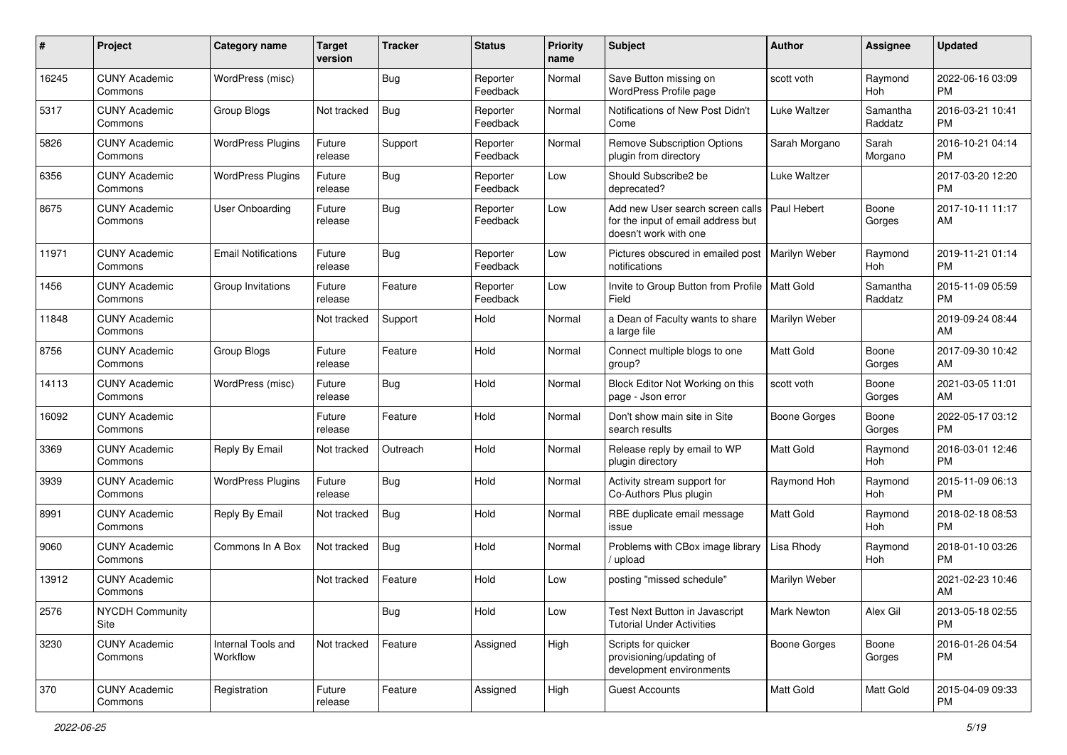| # | Project | Category name | Target version | Tracker | Status | Priority name | Subject | Author | Assignee | Updated |
|---|---|---|---|---|---|---|---|---|---|---|
| 16245 | CUNY Academic Commons | WordPress (misc) | | Bug | Reporter Feedback | Normal | Save Button missing on WordPress Profile page | scott voth | Raymond Hoh | 2022-06-16 03:09 PM |
| 5317 | CUNY Academic Commons | Group Blogs | Not tracked | Bug | Reporter Feedback | Normal | Notifications of New Post Didn't Come | Luke Waltzer | Samantha Raddatz | 2016-03-21 10:41 PM |
| 5826 | CUNY Academic Commons | WordPress Plugins | Future release | Support | Reporter Feedback | Normal | Remove Subscription Options plugin from directory | Sarah Morgano | Sarah Morgano | 2016-10-21 04:14 PM |
| 6356 | CUNY Academic Commons | WordPress Plugins | Future release | Bug | Reporter Feedback | Low | Should Subscribe2 be deprecated? | Luke Waltzer | | 2017-03-20 12:20 PM |
| 8675 | CUNY Academic Commons | User Onboarding | Future release | Bug | Reporter Feedback | Low | Add new User search screen calls for the input of email address but doesn't work with one | Paul Hebert | Boone Gorges | 2017-10-11 11:17 AM |
| 11971 | CUNY Academic Commons | Email Notifications | Future release | Bug | Reporter Feedback | Low | Pictures obscured in emailed post notifications | Marilyn Weber | Raymond Hoh | 2019-11-21 01:14 PM |
| 1456 | CUNY Academic Commons | Group Invitations | Future release | Feature | Reporter Feedback | Low | Invite to Group Button from Profile Field | Matt Gold | Samantha Raddatz | 2015-11-09 05:59 PM |
| 11848 | CUNY Academic Commons | | Not tracked | Support | Hold | Normal | a Dean of Faculty wants to share a large file | Marilyn Weber | | 2019-09-24 08:44 AM |
| 8756 | CUNY Academic Commons | Group Blogs | Future release | Feature | Hold | Normal | Connect multiple blogs to one group? | Matt Gold | Boone Gorges | 2017-09-30 10:42 AM |
| 14113 | CUNY Academic Commons | WordPress (misc) | Future release | Bug | Hold | Normal | Block Editor Not Working on this page - Json error | scott voth | Boone Gorges | 2021-03-05 11:01 AM |
| 16092 | CUNY Academic Commons | | Future release | Feature | Hold | Normal | Don't show main site in Site search results | Boone Gorges | Boone Gorges | 2022-05-17 03:12 PM |
| 3369 | CUNY Academic Commons | Reply By Email | Not tracked | Outreach | Hold | Normal | Release reply by email to WP plugin directory | Matt Gold | Raymond Hoh | 2016-03-01 12:46 PM |
| 3939 | CUNY Academic Commons | WordPress Plugins | Future release | Bug | Hold | Normal | Activity stream support for Co-Authors Plus plugin | Raymond Hoh | Raymond Hoh | 2015-11-09 06:13 PM |
| 8991 | CUNY Academic Commons | Reply By Email | Not tracked | Bug | Hold | Normal | RBE duplicate email message issue | Matt Gold | Raymond Hoh | 2018-02-18 08:53 PM |
| 9060 | CUNY Academic Commons | Commons In A Box | Not tracked | Bug | Hold | Normal | Problems with CBox image library / upload | Lisa Rhody | Raymond Hoh | 2018-01-10 03:26 PM |
| 13912 | CUNY Academic Commons | | Not tracked | Feature | Hold | Low | posting "missed schedule" | Marilyn Weber | | 2021-02-23 10:46 AM |
| 2576 | NYCDH Community Site | | | Bug | Hold | Low | Test Next Button in Javascript Tutorial Under Activities | Mark Newton | Alex Gil | 2013-05-18 02:55 PM |
| 3230 | CUNY Academic Commons | Internal Tools and Workflow | Not tracked | Feature | Assigned | High | Scripts for quicker provisioning/updating of development environments | Boone Gorges | Boone Gorges | 2016-01-26 04:54 PM |
| 370 | CUNY Academic Commons | Registration | Future release | Feature | Assigned | High | Guest Accounts | Matt Gold | Matt Gold | 2015-04-09 09:33 PM |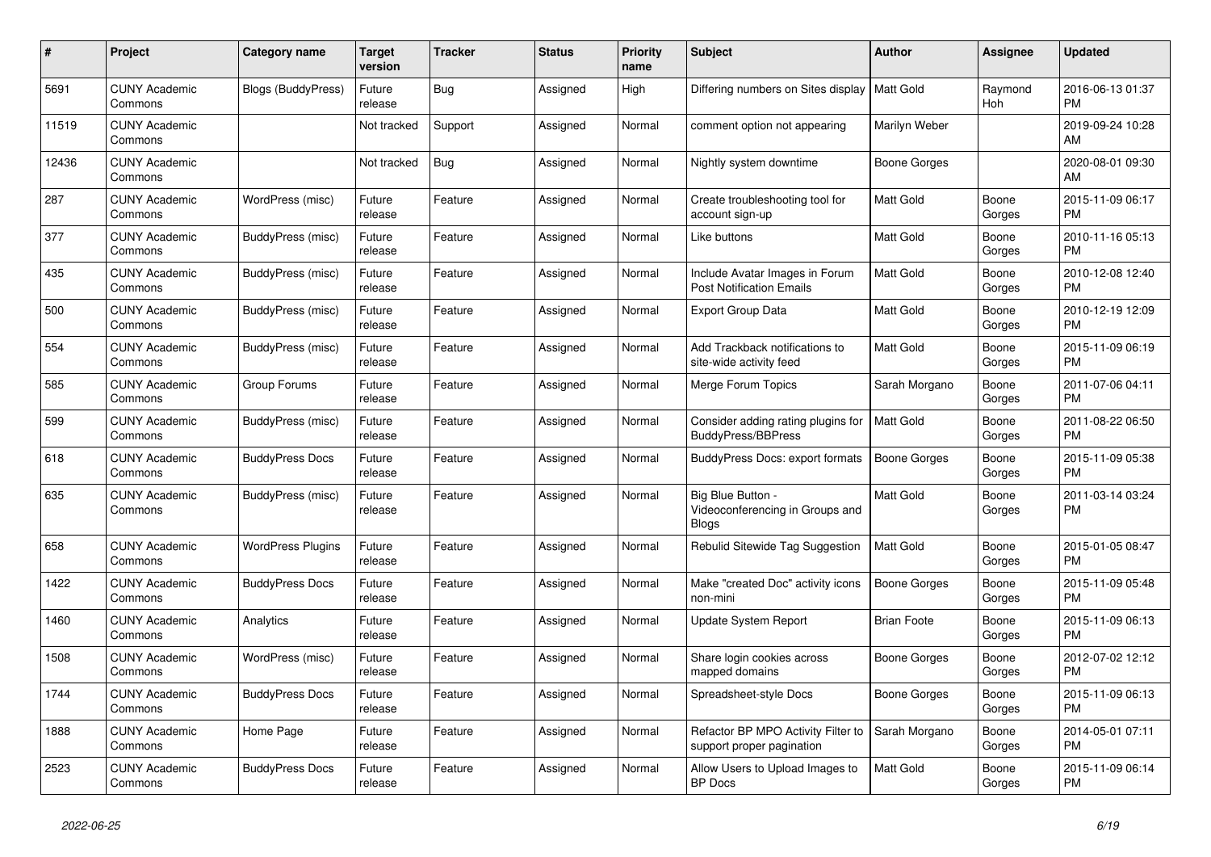| # | Project | Category name | Target version | Tracker | Status | Priority name | Subject | Author | Assignee | Updated |
|---|---|---|---|---|---|---|---|---|---|---|
| 5691 | CUNY Academic Commons | Blogs (BuddyPress) | Future release | Bug | Assigned | High | Differing numbers on Sites display | Matt Gold | Raymond Hoh | 2016-06-13 01:37 PM |
| 11519 | CUNY Academic Commons | | Not tracked | Support | Assigned | Normal | comment option not appearing | Marilyn Weber | | 2019-09-24 10:28 AM |
| 12436 | CUNY Academic Commons | | Not tracked | Bug | Assigned | Normal | Nightly system downtime | Boone Gorges | | 2020-08-01 09:30 AM |
| 287 | CUNY Academic Commons | WordPress (misc) | Future release | Feature | Assigned | Normal | Create troubleshooting tool for account sign-up | Matt Gold | Boone Gorges | 2015-11-09 06:17 PM |
| 377 | CUNY Academic Commons | BuddyPress (misc) | Future release | Feature | Assigned | Normal | Like buttons | Matt Gold | Boone Gorges | 2010-11-16 05:13 PM |
| 435 | CUNY Academic Commons | BuddyPress (misc) | Future release | Feature | Assigned | Normal | Include Avatar Images in Forum Post Notification Emails | Matt Gold | Boone Gorges | 2010-12-08 12:40 PM |
| 500 | CUNY Academic Commons | BuddyPress (misc) | Future release | Feature | Assigned | Normal | Export Group Data | Matt Gold | Boone Gorges | 2010-12-19 12:09 PM |
| 554 | CUNY Academic Commons | BuddyPress (misc) | Future release | Feature | Assigned | Normal | Add Trackback notifications to site-wide activity feed | Matt Gold | Boone Gorges | 2015-11-09 06:19 PM |
| 585 | CUNY Academic Commons | Group Forums | Future release | Feature | Assigned | Normal | Merge Forum Topics | Sarah Morgano | Boone Gorges | 2011-07-06 04:11 PM |
| 599 | CUNY Academic Commons | BuddyPress (misc) | Future release | Feature | Assigned | Normal | Consider adding rating plugins for BuddyPress/BBPress | Matt Gold | Boone Gorges | 2011-08-22 06:50 PM |
| 618 | CUNY Academic Commons | BuddyPress Docs | Future release | Feature | Assigned | Normal | BuddyPress Docs: export formats | Boone Gorges | Boone Gorges | 2015-11-09 05:38 PM |
| 635 | CUNY Academic Commons | BuddyPress (misc) | Future release | Feature | Assigned | Normal | Big Blue Button - Videoconferencing in Groups and Blogs | Matt Gold | Boone Gorges | 2011-03-14 03:24 PM |
| 658 | CUNY Academic Commons | WordPress Plugins | Future release | Feature | Assigned | Normal | Rebulid Sitewide Tag Suggestion | Matt Gold | Boone Gorges | 2015-01-05 08:47 PM |
| 1422 | CUNY Academic Commons | BuddyPress Docs | Future release | Feature | Assigned | Normal | Make "created Doc" activity icons non-mini | Boone Gorges | Boone Gorges | 2015-11-09 05:48 PM |
| 1460 | CUNY Academic Commons | Analytics | Future release | Feature | Assigned | Normal | Update System Report | Brian Foote | Boone Gorges | 2015-11-09 06:13 PM |
| 1508 | CUNY Academic Commons | WordPress (misc) | Future release | Feature | Assigned | Normal | Share login cookies across mapped domains | Boone Gorges | Boone Gorges | 2012-07-02 12:12 PM |
| 1744 | CUNY Academic Commons | BuddyPress Docs | Future release | Feature | Assigned | Normal | Spreadsheet-style Docs | Boone Gorges | Boone Gorges | 2015-11-09 06:13 PM |
| 1888 | CUNY Academic Commons | Home Page | Future release | Feature | Assigned | Normal | Refactor BP MPO Activity Filter to support proper pagination | Sarah Morgano | Boone Gorges | 2014-05-01 07:11 PM |
| 2523 | CUNY Academic Commons | BuddyPress Docs | Future release | Feature | Assigned | Normal | Allow Users to Upload Images to BP Docs | Matt Gold | Boone Gorges | 2015-11-09 06:14 PM |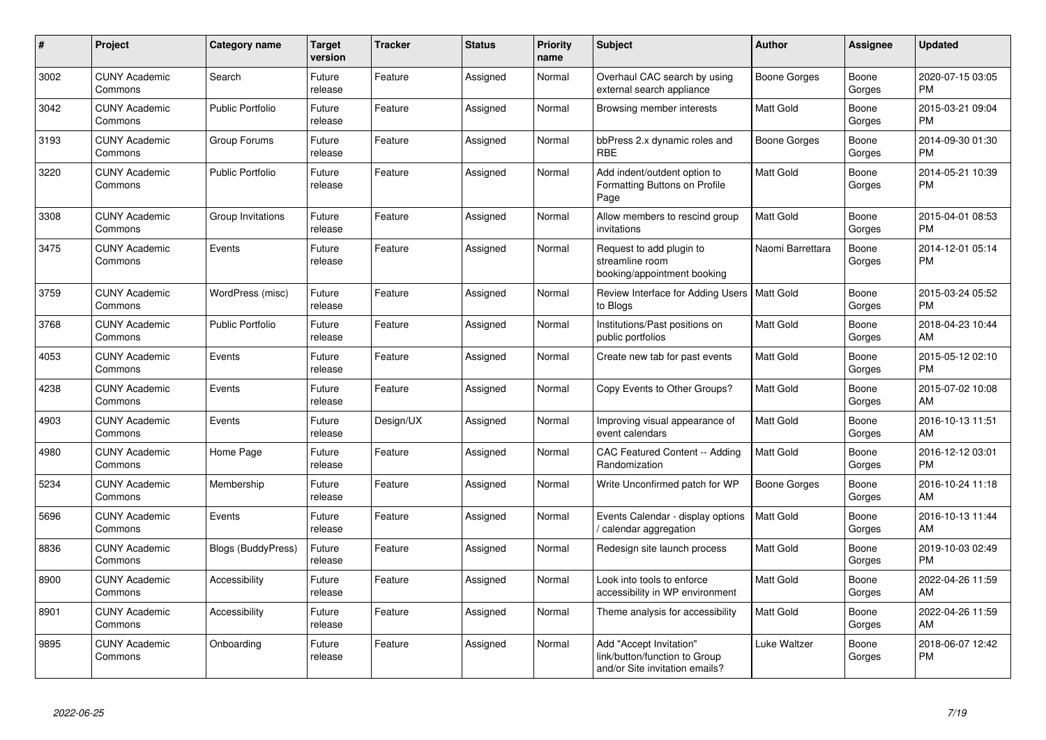| # | Project | Category name | Target version | Tracker | Status | Priority name | Subject | Author | Assignee | Updated |
|---|---|---|---|---|---|---|---|---|---|---|
| 3002 | CUNY Academic Commons | Search | Future release | Feature | Assigned | Normal | Overhaul CAC search by using external search appliance | Boone Gorges | Boone Gorges | 2020-07-15 03:05 PM |
| 3042 | CUNY Academic Commons | Public Portfolio | Future release | Feature | Assigned | Normal | Browsing member interests | Matt Gold | Boone Gorges | 2015-03-21 09:04 PM |
| 3193 | CUNY Academic Commons | Group Forums | Future release | Feature | Assigned | Normal | bbPress 2.x dynamic roles and RBE | Boone Gorges | Boone Gorges | 2014-09-30 01:30 PM |
| 3220 | CUNY Academic Commons | Public Portfolio | Future release | Feature | Assigned | Normal | Add indent/outdent option to Formatting Buttons on Profile Page | Matt Gold | Boone Gorges | 2014-05-21 10:39 PM |
| 3308 | CUNY Academic Commons | Group Invitations | Future release | Feature | Assigned | Normal | Allow members to rescind group invitations | Matt Gold | Boone Gorges | 2015-04-01 08:53 PM |
| 3475 | CUNY Academic Commons | Events | Future release | Feature | Assigned | Normal | Request to add plugin to streamline room booking/appointment booking | Naomi Barrettara | Boone Gorges | 2014-12-01 05:14 PM |
| 3759 | CUNY Academic Commons | WordPress (misc) | Future release | Feature | Assigned | Normal | Review Interface for Adding Users to Blogs | Matt Gold | Boone Gorges | 2015-03-24 05:52 PM |
| 3768 | CUNY Academic Commons | Public Portfolio | Future release | Feature | Assigned | Normal | Institutions/Past positions on public portfolios | Matt Gold | Boone Gorges | 2018-04-23 10:44 AM |
| 4053 | CUNY Academic Commons | Events | Future release | Feature | Assigned | Normal | Create new tab for past events | Matt Gold | Boone Gorges | 2015-05-12 02:10 PM |
| 4238 | CUNY Academic Commons | Events | Future release | Feature | Assigned | Normal | Copy Events to Other Groups? | Matt Gold | Boone Gorges | 2015-07-02 10:08 AM |
| 4903 | CUNY Academic Commons | Events | Future release | Design/UX | Assigned | Normal | Improving visual appearance of event calendars | Matt Gold | Boone Gorges | 2016-10-13 11:51 AM |
| 4980 | CUNY Academic Commons | Home Page | Future release | Feature | Assigned | Normal | CAC Featured Content -- Adding Randomization | Matt Gold | Boone Gorges | 2016-12-12 03:01 PM |
| 5234 | CUNY Academic Commons | Membership | Future release | Feature | Assigned | Normal | Write Unconfirmed patch for WP | Boone Gorges | Boone Gorges | 2016-10-24 11:18 AM |
| 5696 | CUNY Academic Commons | Events | Future release | Feature | Assigned | Normal | Events Calendar - display options / calendar aggregation | Matt Gold | Boone Gorges | 2016-10-13 11:44 AM |
| 8836 | CUNY Academic Commons | Blogs (BuddyPress) | Future release | Feature | Assigned | Normal | Redesign site launch process | Matt Gold | Boone Gorges | 2019-10-03 02:49 PM |
| 8900 | CUNY Academic Commons | Accessibility | Future release | Feature | Assigned | Normal | Look into tools to enforce accessibility in WP environment | Matt Gold | Boone Gorges | 2022-04-26 11:59 AM |
| 8901 | CUNY Academic Commons | Accessibility | Future release | Feature | Assigned | Normal | Theme analysis for accessibility | Matt Gold | Boone Gorges | 2022-04-26 11:59 AM |
| 9895 | CUNY Academic Commons | Onboarding | Future release | Feature | Assigned | Normal | Add "Accept Invitation" link/button/function to Group and/or Site invitation emails? | Luke Waltzer | Boone Gorges | 2018-06-07 12:42 PM |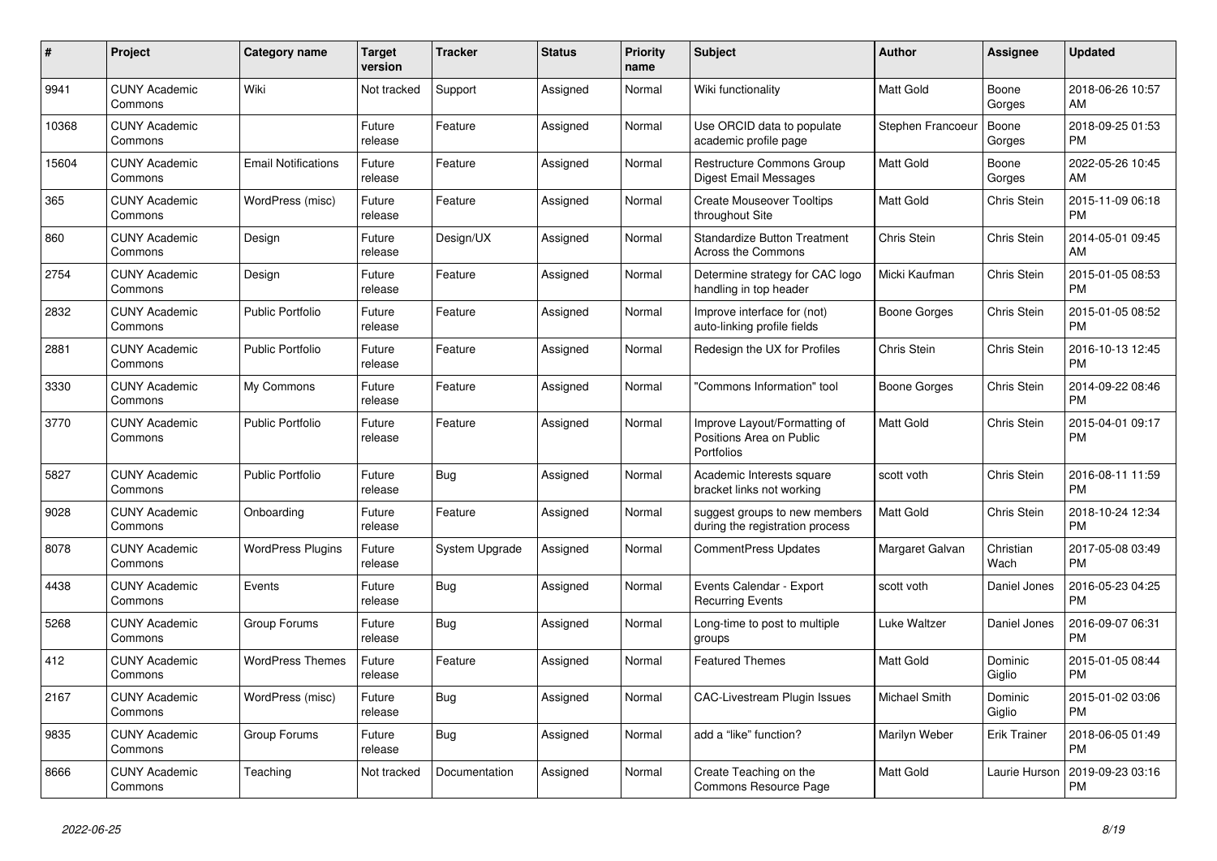| # | Project | Category name | Target version | Tracker | Status | Priority name | Subject | Author | Assignee | Updated |
|---|---|---|---|---|---|---|---|---|---|---|
| 9941 | CUNY Academic Commons | Wiki | Not tracked | Support | Assigned | Normal | Wiki functionality | Matt Gold | Boone Gorges | 2018-06-26 10:57 AM |
| 10368 | CUNY Academic Commons | | Future release | Feature | Assigned | Normal | Use ORCID data to populate academic profile page | Stephen Francoeur | Boone Gorges | 2018-09-25 01:53 PM |
| 15604 | CUNY Academic Commons | Email Notifications | Future release | Feature | Assigned | Normal | Restructure Commons Group Digest Email Messages | Matt Gold | Boone Gorges | 2022-05-26 10:45 AM |
| 365 | CUNY Academic Commons | WordPress (misc) | Future release | Feature | Assigned | Normal | Create Mouseover Tooltips throughout Site | Matt Gold | Chris Stein | 2015-11-09 06:18 PM |
| 860 | CUNY Academic Commons | Design | Future release | Design/UX | Assigned | Normal | Standardize Button Treatment Across the Commons | Chris Stein | Chris Stein | 2014-05-01 09:45 AM |
| 2754 | CUNY Academic Commons | Design | Future release | Feature | Assigned | Normal | Determine strategy for CAC logo handling in top header | Micki Kaufman | Chris Stein | 2015-01-05 08:53 PM |
| 2832 | CUNY Academic Commons | Public Portfolio | Future release | Feature | Assigned | Normal | Improve interface for (not) auto-linking profile fields | Boone Gorges | Chris Stein | 2015-01-05 08:52 PM |
| 2881 | CUNY Academic Commons | Public Portfolio | Future release | Feature | Assigned | Normal | Redesign the UX for Profiles | Chris Stein | Chris Stein | 2016-10-13 12:45 PM |
| 3330 | CUNY Academic Commons | My Commons | Future release | Feature | Assigned | Normal | "Commons Information" tool | Boone Gorges | Chris Stein | 2014-09-22 08:46 PM |
| 3770 | CUNY Academic Commons | Public Portfolio | Future release | Feature | Assigned | Normal | Improve Layout/Formatting of Positions Area on Public Portfolios | Matt Gold | Chris Stein | 2015-04-01 09:17 PM |
| 5827 | CUNY Academic Commons | Public Portfolio | Future release | Bug | Assigned | Normal | Academic Interests square bracket links not working | scott voth | Chris Stein | 2016-08-11 11:59 PM |
| 9028 | CUNY Academic Commons | Onboarding | Future release | Feature | Assigned | Normal | suggest groups to new members during the registration process | Matt Gold | Chris Stein | 2018-10-24 12:34 PM |
| 8078 | CUNY Academic Commons | WordPress Plugins | Future release | System Upgrade | Assigned | Normal | CommentPress Updates | Margaret Galvan | Christian Wach | 2017-05-08 03:49 PM |
| 4438 | CUNY Academic Commons | Events | Future release | Bug | Assigned | Normal | Events Calendar - Export Recurring Events | scott voth | Daniel Jones | 2016-05-23 04:25 PM |
| 5268 | CUNY Academic Commons | Group Forums | Future release | Bug | Assigned | Normal | Long-time to post to multiple groups | Luke Waltzer | Daniel Jones | 2016-09-07 06:31 PM |
| 412 | CUNY Academic Commons | WordPress Themes | Future release | Feature | Assigned | Normal | Featured Themes | Matt Gold | Dominic Giglio | 2015-01-05 08:44 PM |
| 2167 | CUNY Academic Commons | WordPress (misc) | Future release | Bug | Assigned | Normal | CAC-Livestream Plugin Issues | Michael Smith | Dominic Giglio | 2015-01-02 03:06 PM |
| 9835 | CUNY Academic Commons | Group Forums | Future release | Bug | Assigned | Normal | add a "like" function? | Marilyn Weber | Erik Trainer | 2018-06-05 01:49 PM |
| 8666 | CUNY Academic Commons | Teaching | Not tracked | Documentation | Assigned | Normal | Create Teaching on the Commons Resource Page | Matt Gold | Laurie Hurson | 2019-09-23 03:16 PM |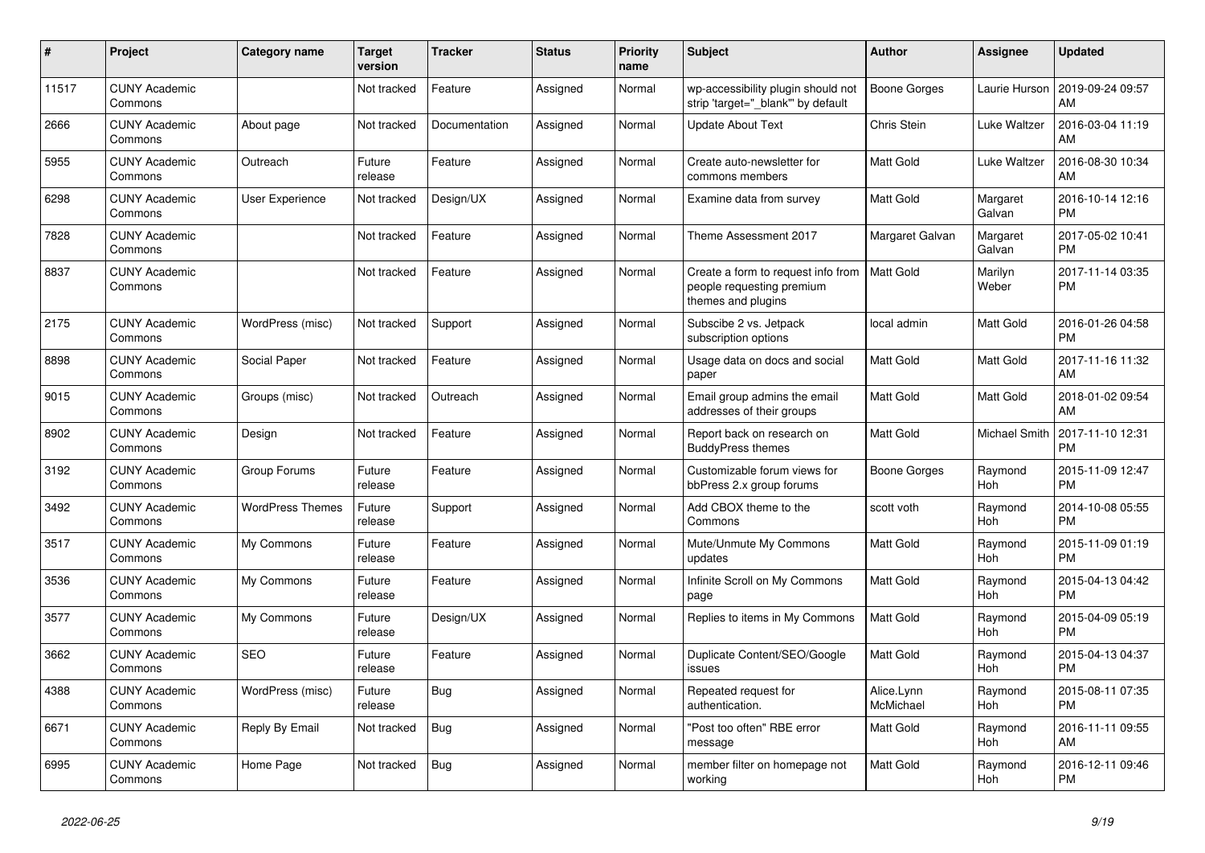| # | Project | Category name | Target version | Tracker | Status | Priority name | Subject | Author | Assignee | Updated |
|---|---|---|---|---|---|---|---|---|---|---|
| 11517 | CUNY Academic Commons | | Not tracked | Feature | Assigned | Normal | wp-accessibility plugin should not strip 'target="_blank"' by default | Boone Gorges | Laurie Hurson | 2019-09-24 09:57 AM |
| 2666 | CUNY Academic Commons | About page | Not tracked | Documentation | Assigned | Normal | Update About Text | Chris Stein | Luke Waltzer | 2016-03-04 11:19 AM |
| 5955 | CUNY Academic Commons | Outreach | Future release | Feature | Assigned | Normal | Create auto-newsletter for commons members | Matt Gold | Luke Waltzer | 2016-08-30 10:34 AM |
| 6298 | CUNY Academic Commons | User Experience | Not tracked | Design/UX | Assigned | Normal | Examine data from survey | Matt Gold | Margaret Galvan | 2016-10-14 12:16 PM |
| 7828 | CUNY Academic Commons | | Not tracked | Feature | Assigned | Normal | Theme Assessment 2017 | Margaret Galvan | Margaret Galvan | 2017-05-02 10:41 PM |
| 8837 | CUNY Academic Commons | | Not tracked | Feature | Assigned | Normal | Create a form to request info from people requesting premium themes and plugins | Matt Gold | Marilyn Weber | 2017-11-14 03:35 PM |
| 2175 | CUNY Academic Commons | WordPress (misc) | Not tracked | Support | Assigned | Normal | Subscibe 2 vs. Jetpack subscription options | local admin | Matt Gold | 2016-01-26 04:58 PM |
| 8898 | CUNY Academic Commons | Social Paper | Not tracked | Feature | Assigned | Normal | Usage data on docs and social paper | Matt Gold | Matt Gold | 2017-11-16 11:32 AM |
| 9015 | CUNY Academic Commons | Groups (misc) | Not tracked | Outreach | Assigned | Normal | Email group admins the email addresses of their groups | Matt Gold | Matt Gold | 2018-01-02 09:54 AM |
| 8902 | CUNY Academic Commons | Design | Not tracked | Feature | Assigned | Normal | Report back on research on BuddyPress themes | Matt Gold | Michael Smith | 2017-11-10 12:31 PM |
| 3192 | CUNY Academic Commons | Group Forums | Future release | Feature | Assigned | Normal | Customizable forum views for bbPress 2.x group forums | Boone Gorges | Raymond Hoh | 2015-11-09 12:47 PM |
| 3492 | CUNY Academic Commons | WordPress Themes | Future release | Support | Assigned | Normal | Add CBOX theme to the Commons | scott voth | Raymond Hoh | 2014-10-08 05:55 PM |
| 3517 | CUNY Academic Commons | My Commons | Future release | Feature | Assigned | Normal | Mute/Unmute My Commons updates | Matt Gold | Raymond Hoh | 2015-11-09 01:19 PM |
| 3536 | CUNY Academic Commons | My Commons | Future release | Feature | Assigned | Normal | Infinite Scroll on My Commons page | Matt Gold | Raymond Hoh | 2015-04-13 04:42 PM |
| 3577 | CUNY Academic Commons | My Commons | Future release | Design/UX | Assigned | Normal | Replies to items in My Commons | Matt Gold | Raymond Hoh | 2015-04-09 05:19 PM |
| 3662 | CUNY Academic Commons | SEO | Future release | Feature | Assigned | Normal | Duplicate Content/SEO/Google issues | Matt Gold | Raymond Hoh | 2015-04-13 04:37 PM |
| 4388 | CUNY Academic Commons | WordPress (misc) | Future release | Bug | Assigned | Normal | Repeated request for authentication. | Alice.Lynn McMichael | Raymond Hoh | 2015-08-11 07:35 PM |
| 6671 | CUNY Academic Commons | Reply By Email | Not tracked | Bug | Assigned | Normal | "Post too often" RBE error message | Matt Gold | Raymond Hoh | 2016-11-11 09:55 AM |
| 6995 | CUNY Academic Commons | Home Page | Not tracked | Bug | Assigned | Normal | member filter on homepage not working | Matt Gold | Raymond Hoh | 2016-12-11 09:46 PM |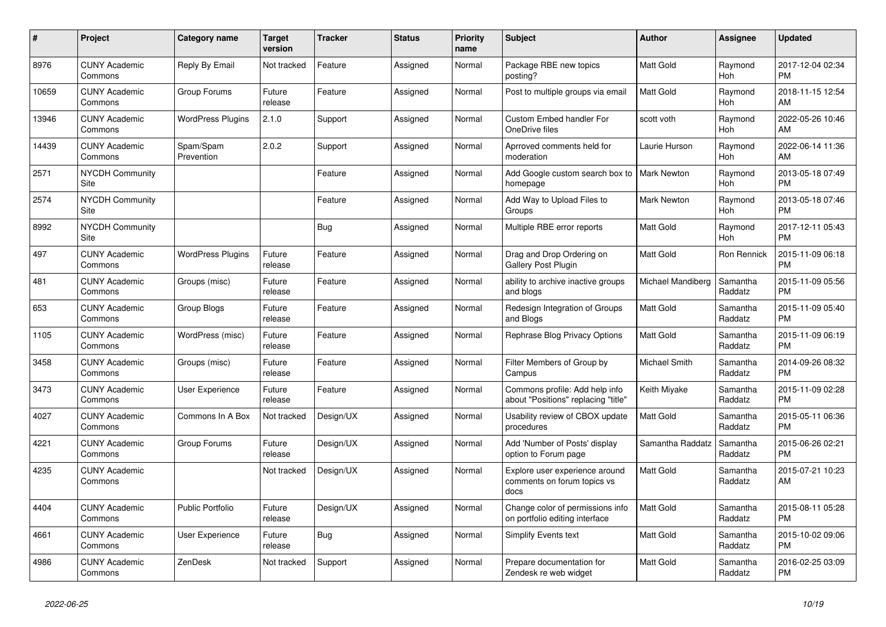| # | Project | Category name | Target version | Tracker | Status | Priority name | Subject | Author | Assignee | Updated |
|---|---|---|---|---|---|---|---|---|---|---|
| 8976 | CUNY Academic Commons | Reply By Email | Not tracked | Feature | Assigned | Normal | Package RBE new topics posting? | Matt Gold | Raymond Hoh | 2017-12-04 02:34 PM |
| 10659 | CUNY Academic Commons | Group Forums | Future release | Feature | Assigned | Normal | Post to multiple groups via email | Matt Gold | Raymond Hoh | 2018-11-15 12:54 AM |
| 13946 | CUNY Academic Commons | WordPress Plugins | 2.1.0 | Support | Assigned | Normal | Custom Embed handler For OneDrive files | scott voth | Raymond Hoh | 2022-05-26 10:46 AM |
| 14439 | CUNY Academic Commons | Spam/Spam Prevention | 2.0.2 | Support | Assigned | Normal | Aprroved comments held for moderation | Laurie Hurson | Raymond Hoh | 2022-06-14 11:36 AM |
| 2571 | NYCDH Community Site | | | Feature | Assigned | Normal | Add Google custom search box to homepage | Mark Newton | Raymond Hoh | 2013-05-18 07:49 PM |
| 2574 | NYCDH Community Site | | | Feature | Assigned | Normal | Add Way to Upload Files to Groups | Mark Newton | Raymond Hoh | 2013-05-18 07:46 PM |
| 8992 | NYCDH Community Site | | | Bug | Assigned | Normal | Multiple RBE error reports | Matt Gold | Raymond Hoh | 2017-12-11 05:43 PM |
| 497 | CUNY Academic Commons | WordPress Plugins | Future release | Feature | Assigned | Normal | Drag and Drop Ordering on Gallery Post Plugin | Matt Gold | Ron Rennick | 2015-11-09 06:18 PM |
| 481 | CUNY Academic Commons | Groups (misc) | Future release | Feature | Assigned | Normal | ability to archive inactive groups and blogs | Michael Mandiberg | Samantha Raddatz | 2015-11-09 05:56 PM |
| 653 | CUNY Academic Commons | Group Blogs | Future release | Feature | Assigned | Normal | Redesign Integration of Groups and Blogs | Matt Gold | Samantha Raddatz | 2015-11-09 05:40 PM |
| 1105 | CUNY Academic Commons | WordPress (misc) | Future release | Feature | Assigned | Normal | Rephrase Blog Privacy Options | Matt Gold | Samantha Raddatz | 2015-11-09 06:19 PM |
| 3458 | CUNY Academic Commons | Groups (misc) | Future release | Feature | Assigned | Normal | Filter Members of Group by Campus | Michael Smith | Samantha Raddatz | 2014-09-26 08:32 PM |
| 3473 | CUNY Academic Commons | User Experience | Future release | Feature | Assigned | Normal | Commons profile: Add help info about "Positions" replacing "title" | Keith Miyake | Samantha Raddatz | 2015-11-09 02:28 PM |
| 4027 | CUNY Academic Commons | Commons In A Box | Not tracked | Design/UX | Assigned | Normal | Usability review of CBOX update procedures | Matt Gold | Samantha Raddatz | 2015-05-11 06:36 PM |
| 4221 | CUNY Academic Commons | Group Forums | Future release | Design/UX | Assigned | Normal | Add 'Number of Posts' display option to Forum page | Samantha Raddatz | Samantha Raddatz | 2015-06-26 02:21 PM |
| 4235 | CUNY Academic Commons | | Not tracked | Design/UX | Assigned | Normal | Explore user experience around comments on forum topics vs docs | Matt Gold | Samantha Raddatz | 2015-07-21 10:23 AM |
| 4404 | CUNY Academic Commons | Public Portfolio | Future release | Design/UX | Assigned | Normal | Change color of permissions info on portfolio editing interface | Matt Gold | Samantha Raddatz | 2015-08-11 05:28 PM |
| 4661 | CUNY Academic Commons | User Experience | Future release | Bug | Assigned | Normal | Simplify Events text | Matt Gold | Samantha Raddatz | 2015-10-02 09:06 PM |
| 4986 | CUNY Academic Commons | ZenDesk | Not tracked | Support | Assigned | Normal | Prepare documentation for Zendesk re web widget | Matt Gold | Samantha Raddatz | 2016-02-25 03:09 PM |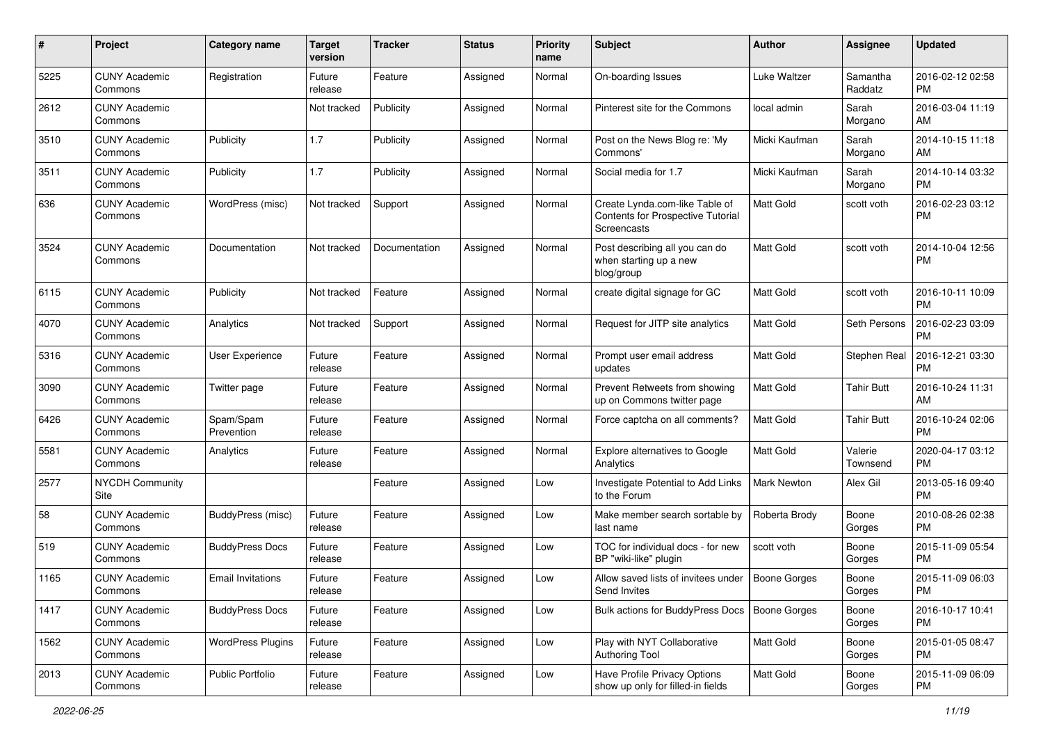| # | Project | Category name | Target version | Tracker | Status | Priority name | Subject | Author | Assignee | Updated |
|---|---|---|---|---|---|---|---|---|---|---|
| 5225 | CUNY Academic Commons | Registration | Future release | Feature | Assigned | Normal | On-boarding Issues | Luke Waltzer | Samantha Raddatz | 2016-02-12 02:58 PM |
| 2612 | CUNY Academic Commons | | Not tracked | Publicity | Assigned | Normal | Pinterest site for the Commons | local admin | Sarah Morgano | 2016-03-04 11:19 AM |
| 3510 | CUNY Academic Commons | Publicity | 1.7 | Publicity | Assigned | Normal | Post on the News Blog re: 'My Commons' | Micki Kaufman | Sarah Morgano | 2014-10-15 11:18 AM |
| 3511 | CUNY Academic Commons | Publicity | 1.7 | Publicity | Assigned | Normal | Social media for 1.7 | Micki Kaufman | Sarah Morgano | 2014-10-14 03:32 PM |
| 636 | CUNY Academic Commons | WordPress (misc) | Not tracked | Support | Assigned | Normal | Create Lynda.com-like Table of Contents for Prospective Tutorial Screencasts | Matt Gold | scott voth | 2016-02-23 03:12 PM |
| 3524 | CUNY Academic Commons | Documentation | Not tracked | Documentation | Assigned | Normal | Post describing all you can do when starting up a new blog/group | Matt Gold | scott voth | 2014-10-04 12:56 PM |
| 6115 | CUNY Academic Commons | Publicity | Not tracked | Feature | Assigned | Normal | create digital signage for GC | Matt Gold | scott voth | 2016-10-11 10:09 PM |
| 4070 | CUNY Academic Commons | Analytics | Not tracked | Support | Assigned | Normal | Request for JITP site analytics | Matt Gold | Seth Persons | 2016-02-23 03:09 PM |
| 5316 | CUNY Academic Commons | User Experience | Future release | Feature | Assigned | Normal | Prompt user email address updates | Matt Gold | Stephen Real | 2016-12-21 03:30 PM |
| 3090 | CUNY Academic Commons | Twitter page | Future release | Feature | Assigned | Normal | Prevent Retweets from showing up on Commons twitter page | Matt Gold | Tahir Butt | 2016-10-24 11:31 AM |
| 6426 | CUNY Academic Commons | Spam/Spam Prevention | Future release | Feature | Assigned | Normal | Force captcha on all comments? | Matt Gold | Tahir Butt | 2016-10-24 02:06 PM |
| 5581 | CUNY Academic Commons | Analytics | Future release | Feature | Assigned | Normal | Explore alternatives to Google Analytics | Matt Gold | Valerie Townsend | 2020-04-17 03:12 PM |
| 2577 | NYCDH Community Site | | | Feature | Assigned | Low | Investigate Potential to Add Links to the Forum | Mark Newton | Alex Gil | 2013-05-16 09:40 PM |
| 58 | CUNY Academic Commons | BuddyPress (misc) | Future release | Feature | Assigned | Low | Make member search sortable by last name | Roberta Brody | Boone Gorges | 2010-08-26 02:38 PM |
| 519 | CUNY Academic Commons | BuddyPress Docs | Future release | Feature | Assigned | Low | TOC for individual docs - for new BP "wiki-like" plugin | scott voth | Boone Gorges | 2015-11-09 05:54 PM |
| 1165 | CUNY Academic Commons | Email Invitations | Future release | Feature | Assigned | Low | Allow saved lists of invitees under Send Invites | Boone Gorges | Boone Gorges | 2015-11-09 06:03 PM |
| 1417 | CUNY Academic Commons | BuddyPress Docs | Future release | Feature | Assigned | Low | Bulk actions for BuddyPress Docs | Boone Gorges | Boone Gorges | 2016-10-17 10:41 PM |
| 1562 | CUNY Academic Commons | WordPress Plugins | Future release | Feature | Assigned | Low | Play with NYT Collaborative Authoring Tool | Matt Gold | Boone Gorges | 2015-01-05 08:47 PM |
| 2013 | CUNY Academic Commons | Public Portfolio | Future release | Feature | Assigned | Low | Have Profile Privacy Options show up only for filled-in fields | Matt Gold | Boone Gorges | 2015-11-09 06:09 PM |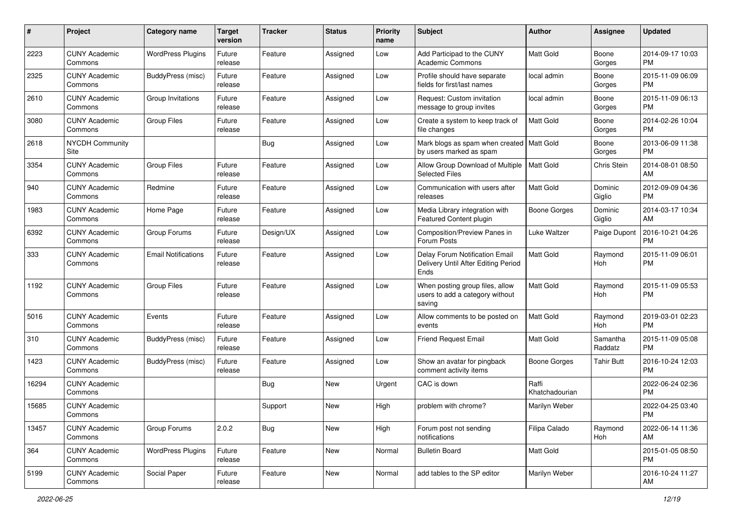| # | Project | Category name | Target version | Tracker | Status | Priority name | Subject | Author | Assignee | Updated |
|---|---|---|---|---|---|---|---|---|---|---|
| 2223 | CUNY Academic Commons | WordPress Plugins | Future release | Feature | Assigned | Low | Add Participad to the CUNY Academic Commons | Matt Gold | Boone Gorges | 2014-09-17 10:03 PM |
| 2325 | CUNY Academic Commons | BuddyPress (misc) | Future release | Feature | Assigned | Low | Profile should have separate fields for first/last names | local admin | Boone Gorges | 2015-11-09 06:09 PM |
| 2610 | CUNY Academic Commons | Group Invitations | Future release | Feature | Assigned | Low | Request: Custom invitation message to group invites | local admin | Boone Gorges | 2015-11-09 06:13 PM |
| 3080 | CUNY Academic Commons | Group Files | Future release | Feature | Assigned | Low | Create a system to keep track of file changes | Matt Gold | Boone Gorges | 2014-02-26 10:04 PM |
| 2618 | NYCDH Community Site | | | Bug | Assigned | Low | Mark blogs as spam when created by users marked as spam | Matt Gold | Boone Gorges | 2013-06-09 11:38 PM |
| 3354 | CUNY Academic Commons | Group Files | Future release | Feature | Assigned | Low | Allow Group Download of Multiple Selected Files | Matt Gold | Chris Stein | 2014-08-01 08:50 AM |
| 940 | CUNY Academic Commons | Redmine | Future release | Feature | Assigned | Low | Communication with users after releases | Matt Gold | Dominic Giglio | 2012-09-09 04:36 PM |
| 1983 | CUNY Academic Commons | Home Page | Future release | Feature | Assigned | Low | Media Library integration with Featured Content plugin | Boone Gorges | Dominic Giglio | 2014-03-17 10:34 AM |
| 6392 | CUNY Academic Commons | Group Forums | Future release | Design/UX | Assigned | Low | Composition/Preview Panes in Forum Posts | Luke Waltzer | Paige Dupont | 2016-10-21 04:26 PM |
| 333 | CUNY Academic Commons | Email Notifications | Future release | Feature | Assigned | Low | Delay Forum Notification Email Delivery Until After Editing Period Ends | Matt Gold | Raymond Hoh | 2015-11-09 06:01 PM |
| 1192 | CUNY Academic Commons | Group Files | Future release | Feature | Assigned | Low | When posting group files, allow users to add a category without saving | Matt Gold | Raymond Hoh | 2015-11-09 05:53 PM |
| 5016 | CUNY Academic Commons | Events | Future release | Feature | Assigned | Low | Allow comments to be posted on events | Matt Gold | Raymond Hoh | 2019-03-01 02:23 PM |
| 310 | CUNY Academic Commons | BuddyPress (misc) | Future release | Feature | Assigned | Low | Friend Request Email | Matt Gold | Samantha Raddatz | 2015-11-09 05:08 PM |
| 1423 | CUNY Academic Commons | BuddyPress (misc) | Future release | Feature | Assigned | Low | Show an avatar for pingback comment activity items | Boone Gorges | Tahir Butt | 2016-10-24 12:03 PM |
| 16294 | CUNY Academic Commons | | | Bug | New | Urgent | CAC is down | Raffi Khatchadourian | | 2022-06-24 02:36 PM |
| 15685 | CUNY Academic Commons | | | Support | New | High | problem with chrome? | Marilyn Weber | | 2022-04-25 03:40 PM |
| 13457 | CUNY Academic Commons | Group Forums | 2.0.2 | Bug | New | High | Forum post not sending notifications | Filipa Calado | Raymond Hoh | 2022-06-14 11:36 AM |
| 364 | CUNY Academic Commons | WordPress Plugins | Future release | Feature | New | Normal | Bulletin Board | Matt Gold | | 2015-01-05 08:50 PM |
| 5199 | CUNY Academic Commons | Social Paper | Future release | Feature | New | Normal | add tables to the SP editor | Marilyn Weber | | 2016-10-24 11:27 AM |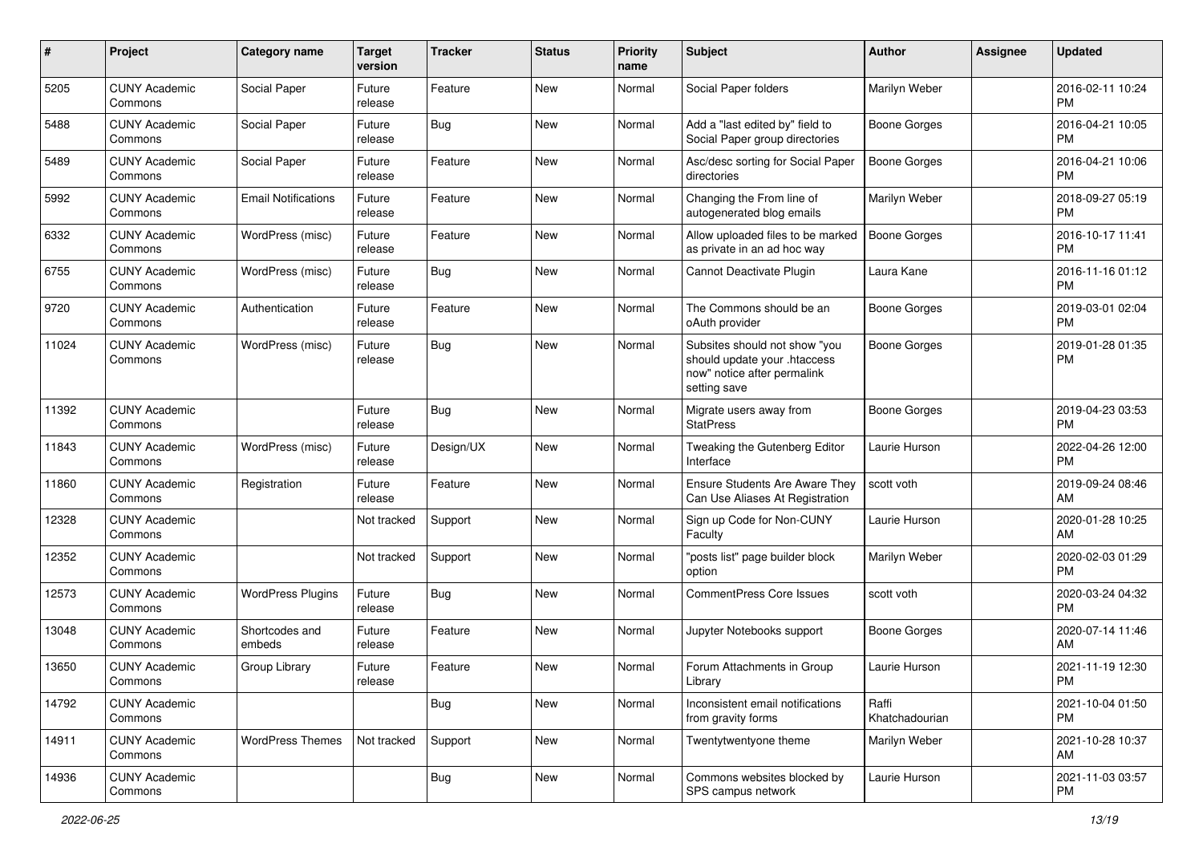| # | Project | Category name | Target version | Tracker | Status | Priority name | Subject | Author | Assignee | Updated |
|---|---|---|---|---|---|---|---|---|---|---|
| 5205 | CUNY Academic Commons | Social Paper | Future release | Feature | New | Normal | Social Paper folders | Marilyn Weber | | 2016-02-11 10:24 PM |
| 5488 | CUNY Academic Commons | Social Paper | Future release | Bug | New | Normal | Add a "last edited by" field to Social Paper group directories | Boone Gorges | | 2016-04-21 10:05 PM |
| 5489 | CUNY Academic Commons | Social Paper | Future release | Feature | New | Normal | Asc/desc sorting for Social Paper directories | Boone Gorges | | 2016-04-21 10:06 PM |
| 5992 | CUNY Academic Commons | Email Notifications | Future release | Feature | New | Normal | Changing the From line of autogenerated blog emails | Marilyn Weber | | 2018-09-27 05:19 PM |
| 6332 | CUNY Academic Commons | WordPress (misc) | Future release | Feature | New | Normal | Allow uploaded files to be marked as private in an ad hoc way | Boone Gorges | | 2016-10-17 11:41 PM |
| 6755 | CUNY Academic Commons | WordPress (misc) | Future release | Bug | New | Normal | Cannot Deactivate Plugin | Laura Kane | | 2016-11-16 01:12 PM |
| 9720 | CUNY Academic Commons | Authentication | Future release | Feature | New | Normal | The Commons should be an oAuth provider | Boone Gorges | | 2019-03-01 02:04 PM |
| 11024 | CUNY Academic Commons | WordPress (misc) | Future release | Bug | New | Normal | Subsites should not show "you should update your .htaccess now" notice after permalink setting save | Boone Gorges | | 2019-01-28 01:35 PM |
| 11392 | CUNY Academic Commons | | Future release | Bug | New | Normal | Migrate users away from StatPress | Boone Gorges | | 2019-04-23 03:53 PM |
| 11843 | CUNY Academic Commons | WordPress (misc) | Future release | Design/UX | New | Normal | Tweaking the Gutenberg Editor Interface | Laurie Hurson | | 2022-04-26 12:00 PM |
| 11860 | CUNY Academic Commons | Registration | Future release | Feature | New | Normal | Ensure Students Are Aware They Can Use Aliases At Registration | scott voth | | 2019-09-24 08:46 AM |
| 12328 | CUNY Academic Commons | | Not tracked | Support | New | Normal | Sign up Code for Non-CUNY Faculty | Laurie Hurson | | 2020-01-28 10:25 AM |
| 12352 | CUNY Academic Commons | | Not tracked | Support | New | Normal | "posts list" page builder block option | Marilyn Weber | | 2020-02-03 01:29 PM |
| 12573 | CUNY Academic Commons | WordPress Plugins | Future release | Bug | New | Normal | CommentPress Core Issues | scott voth | | 2020-03-24 04:32 PM |
| 13048 | CUNY Academic Commons | Shortcodes and embeds | Future release | Feature | New | Normal | Jupyter Notebooks support | Boone Gorges | | 2020-07-14 11:46 AM |
| 13650 | CUNY Academic Commons | Group Library | Future release | Feature | New | Normal | Forum Attachments in Group Library | Laurie Hurson | | 2021-11-19 12:30 PM |
| 14792 | CUNY Academic Commons | | | Bug | New | Normal | Inconsistent email notifications from gravity forms | Raffi Khatchadourian | | 2021-10-04 01:50 PM |
| 14911 | CUNY Academic Commons | WordPress Themes | Not tracked | Support | New | Normal | Twentytwentyone theme | Marilyn Weber | | 2021-10-28 10:37 AM |
| 14936 | CUNY Academic Commons | | | Bug | New | Normal | Commons websites blocked by SPS campus network | Laurie Hurson | | 2021-11-03 03:57 PM |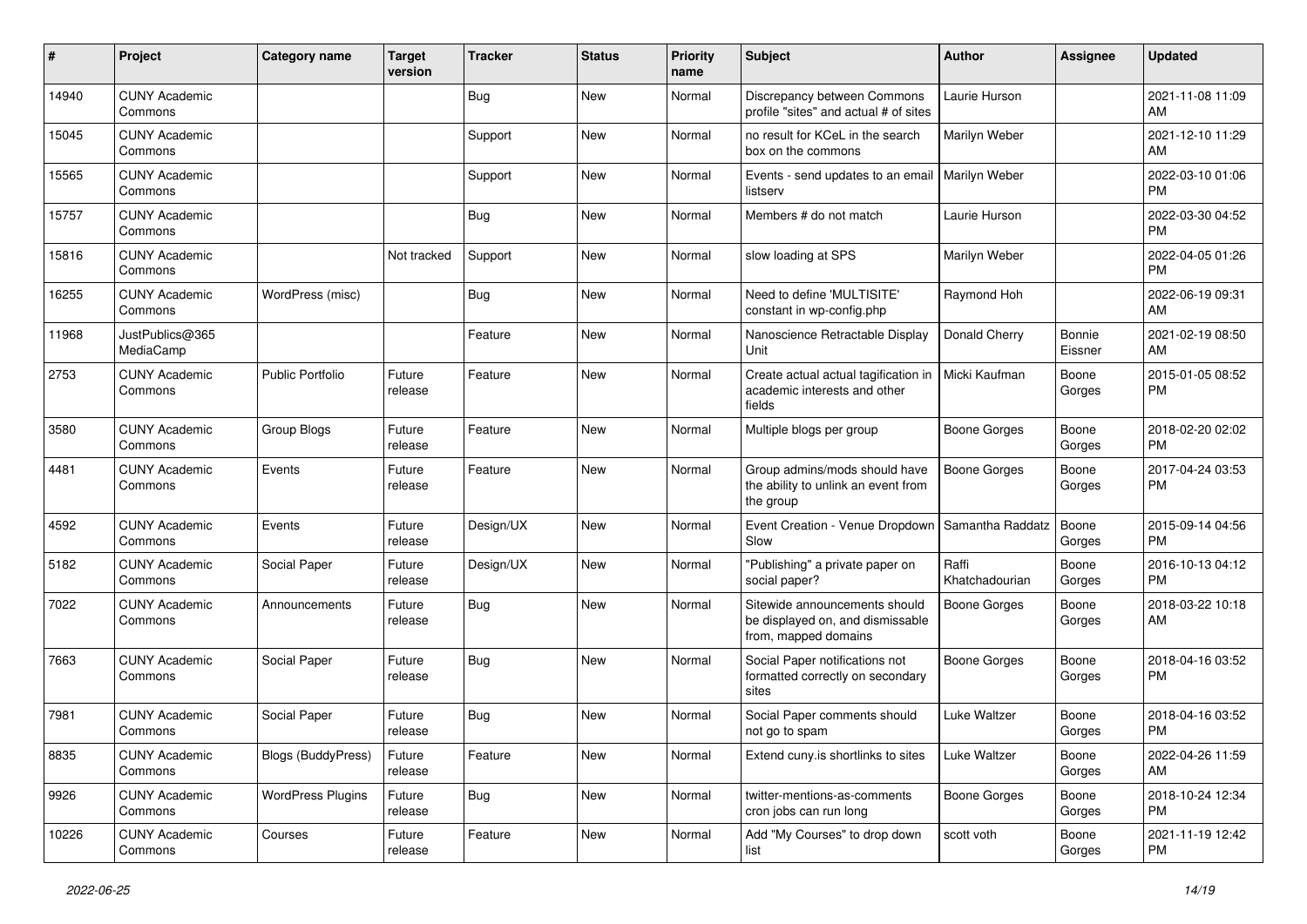| # | Project | Category name | Target version | Tracker | Status | Priority name | Subject | Author | Assignee | Updated |
|---|---|---|---|---|---|---|---|---|---|---|
| 14940 | CUNY Academic Commons | | | Bug | New | Normal | Discrepancy between Commons profile "sites" and actual # of sites | Laurie Hurson | | 2021-11-08 11:09 AM |
| 15045 | CUNY Academic Commons | | | Support | New | Normal | no result for KCeL in the search box on the commons | Marilyn Weber | | 2021-12-10 11:29 AM |
| 15565 | CUNY Academic Commons | | | Support | New | Normal | Events - send updates to an email listserv | Marilyn Weber | | 2022-03-10 01:06 PM |
| 15757 | CUNY Academic Commons | | | Bug | New | Normal | Members # do not match | Laurie Hurson | | 2022-03-30 04:52 PM |
| 15816 | CUNY Academic Commons | | Not tracked | Support | New | Normal | slow loading at SPS | Marilyn Weber | | 2022-04-05 01:26 PM |
| 16255 | CUNY Academic Commons | WordPress (misc) | | Bug | New | Normal | Need to define 'MULTISITE' constant in wp-config.php | Raymond Hoh | | 2022-06-19 09:31 AM |
| 11968 | JustPublics@365 MediaCamp | | | Feature | New | Normal | Nanoscience Retractable Display Unit | Donald Cherry | Bonnie Eissner | 2021-02-19 08:50 AM |
| 2753 | CUNY Academic Commons | Public Portfolio | Future release | Feature | New | Normal | Create actual actual tagification in academic interests and other fields | Micki Kaufman | Boone Gorges | 2015-01-05 08:52 PM |
| 3580 | CUNY Academic Commons | Group Blogs | Future release | Feature | New | Normal | Multiple blogs per group | Boone Gorges | Boone Gorges | 2018-02-20 02:02 PM |
| 4481 | CUNY Academic Commons | Events | Future release | Feature | New | Normal | Group admins/mods should have the ability to unlink an event from the group | Boone Gorges | Boone Gorges | 2017-04-24 03:53 PM |
| 4592 | CUNY Academic Commons | Events | Future release | Design/UX | New | Normal | Event Creation - Venue Dropdown Slow | Samantha Raddatz | Boone Gorges | 2015-09-14 04:56 PM |
| 5182 | CUNY Academic Commons | Social Paper | Future release | Design/UX | New | Normal | "Publishing" a private paper on social paper? | Raffi Khatchadourian | Boone Gorges | 2016-10-13 04:12 PM |
| 7022 | CUNY Academic Commons | Announcements | Future release | Bug | New | Normal | Sitewide announcements should be displayed on, and dismissable from, mapped domains | Boone Gorges | Boone Gorges | 2018-03-22 10:18 AM |
| 7663 | CUNY Academic Commons | Social Paper | Future release | Bug | New | Normal | Social Paper notifications not formatted correctly on secondary sites | Boone Gorges | Boone Gorges | 2018-04-16 03:52 PM |
| 7981 | CUNY Academic Commons | Social Paper | Future release | Bug | New | Normal | Social Paper comments should not go to spam | Luke Waltzer | Boone Gorges | 2018-04-16 03:52 PM |
| 8835 | CUNY Academic Commons | Blogs (BuddyPress) | Future release | Feature | New | Normal | Extend cuny.is shortlinks to sites | Luke Waltzer | Boone Gorges | 2022-04-26 11:59 AM |
| 9926 | CUNY Academic Commons | WordPress Plugins | Future release | Bug | New | Normal | twitter-mentions-as-comments cron jobs can run long | Boone Gorges | Boone Gorges | 2018-10-24 12:34 PM |
| 10226 | CUNY Academic Commons | Courses | Future release | Feature | New | Normal | Add "My Courses" to drop down list | scott voth | Boone Gorges | 2021-11-19 12:42 PM |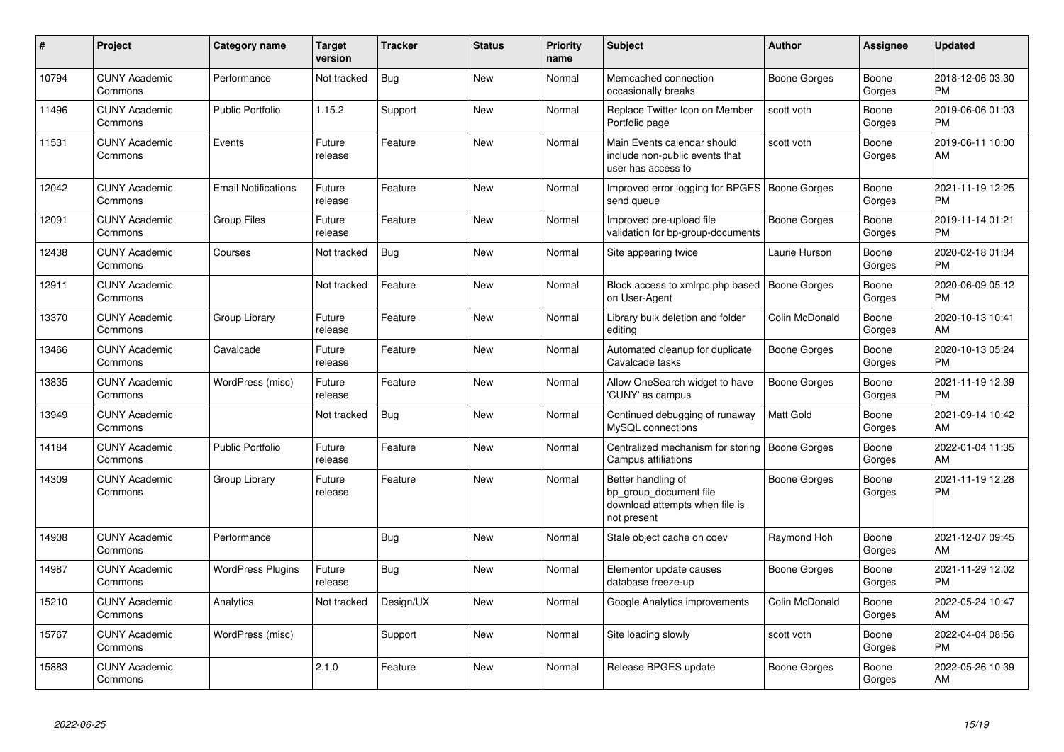| # | Project | Category name | Target version | Tracker | Status | Priority name | Subject | Author | Assignee | Updated |
|---|---|---|---|---|---|---|---|---|---|---|
| 10794 | CUNY Academic Commons | Performance | Not tracked | Bug | New | Normal | Memcached connection occasionally breaks | Boone Gorges | Boone Gorges | 2018-12-06 03:30 PM |
| 11496 | CUNY Academic Commons | Public Portfolio | 1.15.2 | Support | New | Normal | Replace Twitter Icon on Member Portfolio page | scott voth | Boone Gorges | 2019-06-06 01:03 PM |
| 11531 | CUNY Academic Commons | Events | Future release | Feature | New | Normal | Main Events calendar should include non-public events that user has access to | scott voth | Boone Gorges | 2019-06-11 10:00 AM |
| 12042 | CUNY Academic Commons | Email Notifications | Future release | Feature | New | Normal | Improved error logging for BPGES send queue | Boone Gorges | Boone Gorges | 2021-11-19 12:25 PM |
| 12091 | CUNY Academic Commons | Group Files | Future release | Feature | New | Normal | Improved pre-upload file validation for bp-group-documents | Boone Gorges | Boone Gorges | 2019-11-14 01:21 PM |
| 12438 | CUNY Academic Commons | Courses | Not tracked | Bug | New | Normal | Site appearing twice | Laurie Hurson | Boone Gorges | 2020-02-18 01:34 PM |
| 12911 | CUNY Academic Commons | | Not tracked | Feature | New | Normal | Block access to xmlrpc.php based on User-Agent | Boone Gorges | Boone Gorges | 2020-06-09 05:12 PM |
| 13370 | CUNY Academic Commons | Group Library | Future release | Feature | New | Normal | Library bulk deletion and folder editing | Colin McDonald | Boone Gorges | 2020-10-13 10:41 AM |
| 13466 | CUNY Academic Commons | Cavalcade | Future release | Feature | New | Normal | Automated cleanup for duplicate Cavalcade tasks | Boone Gorges | Boone Gorges | 2020-10-13 05:24 PM |
| 13835 | CUNY Academic Commons | WordPress (misc) | Future release | Feature | New | Normal | Allow OneSearch widget to have 'CUNY' as campus | Boone Gorges | Boone Gorges | 2021-11-19 12:39 PM |
| 13949 | CUNY Academic Commons | | Not tracked | Bug | New | Normal | Continued debugging of runaway MySQL connections | Matt Gold | Boone Gorges | 2021-09-14 10:42 AM |
| 14184 | CUNY Academic Commons | Public Portfolio | Future release | Feature | New | Normal | Centralized mechanism for storing Campus affiliations | Boone Gorges | Boone Gorges | 2022-01-04 11:35 AM |
| 14309 | CUNY Academic Commons | Group Library | Future release | Feature | New | Normal | Better handling of bp_group_document file download attempts when file is not present | Boone Gorges | Boone Gorges | 2021-11-19 12:28 PM |
| 14908 | CUNY Academic Commons | Performance | | Bug | New | Normal | Stale object cache on cdev | Raymond Hoh | Boone Gorges | 2021-12-07 09:45 AM |
| 14987 | CUNY Academic Commons | WordPress Plugins | Future release | Bug | New | Normal | Elementor update causes database freeze-up | Boone Gorges | Boone Gorges | 2021-11-29 12:02 PM |
| 15210 | CUNY Academic Commons | Analytics | Not tracked | Design/UX | New | Normal | Google Analytics improvements | Colin McDonald | Boone Gorges | 2022-05-24 10:47 AM |
| 15767 | CUNY Academic Commons | WordPress (misc) | | Support | New | Normal | Site loading slowly | scott voth | Boone Gorges | 2022-04-04 08:56 PM |
| 15883 | CUNY Academic Commons | | 2.1.0 | Feature | New | Normal | Release BPGES update | Boone Gorges | Boone Gorges | 2022-05-26 10:39 AM |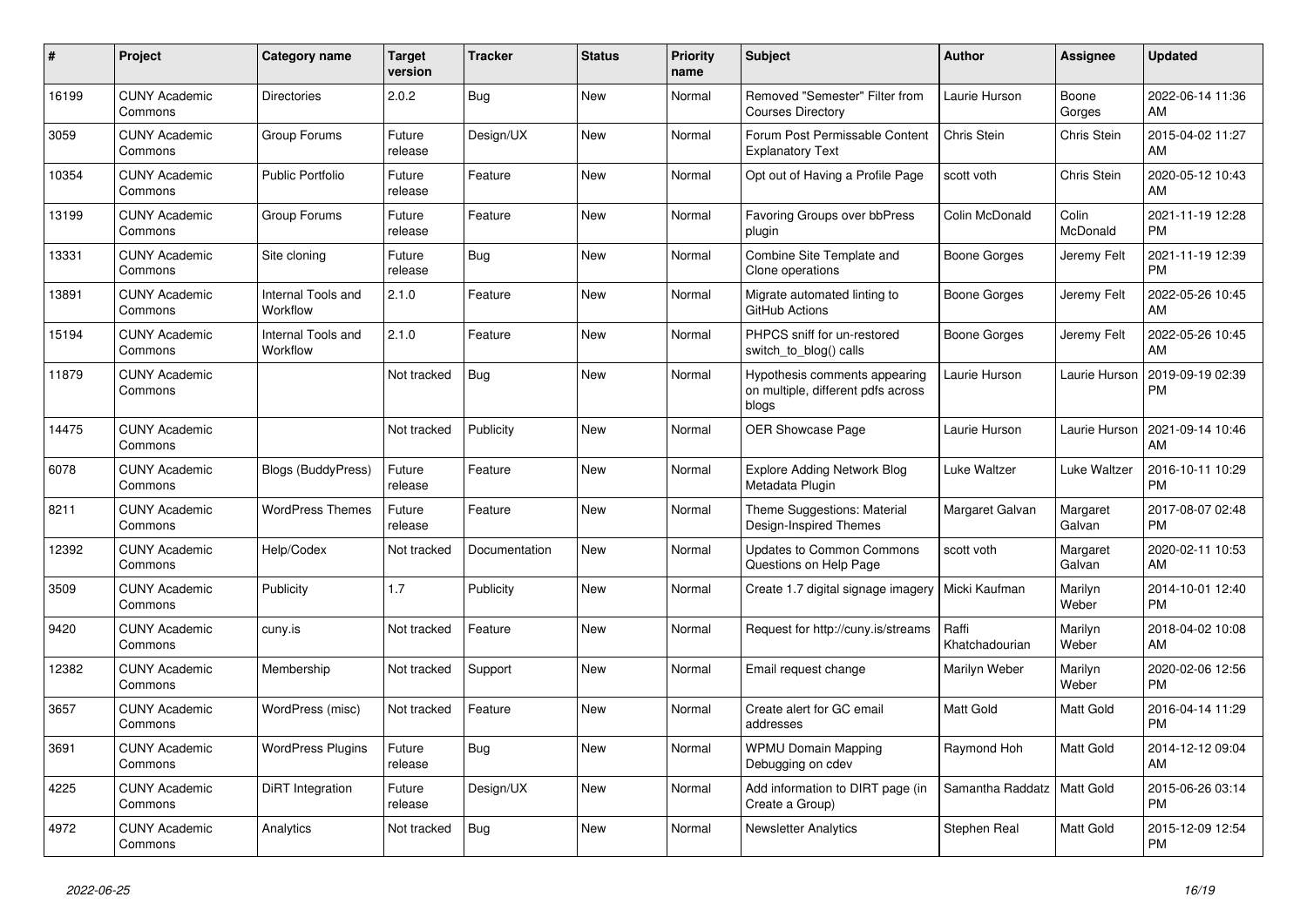| # | Project | Category name | Target version | Tracker | Status | Priority name | Subject | Author | Assignee | Updated |
|---|---|---|---|---|---|---|---|---|---|---|
| 16199 | CUNY Academic Commons | Directories | 2.0.2 | Bug | New | Normal | Removed "Semester" Filter from Courses Directory | Laurie Hurson | Boone Gorges | 2022-06-14 11:36 AM |
| 3059 | CUNY Academic Commons | Group Forums | Future release | Design/UX | New | Normal | Forum Post Permissable Content Explanatory Text | Chris Stein | Chris Stein | 2015-04-02 11:27 AM |
| 10354 | CUNY Academic Commons | Public Portfolio | Future release | Feature | New | Normal | Opt out of Having a Profile Page | scott voth | Chris Stein | 2020-05-12 10:43 AM |
| 13199 | CUNY Academic Commons | Group Forums | Future release | Feature | New | Normal | Favoring Groups over bbPress plugin | Colin McDonald | Colin McDonald | 2021-11-19 12:28 PM |
| 13331 | CUNY Academic Commons | Site cloning | Future release | Bug | New | Normal | Combine Site Template and Clone operations | Boone Gorges | Jeremy Felt | 2021-11-19 12:39 PM |
| 13891 | CUNY Academic Commons | Internal Tools and Workflow | 2.1.0 | Feature | New | Normal | Migrate automated linting to GitHub Actions | Boone Gorges | Jeremy Felt | 2022-05-26 10:45 AM |
| 15194 | CUNY Academic Commons | Internal Tools and Workflow | 2.1.0 | Feature | New | Normal | PHPCS sniff for un-restored switch_to_blog() calls | Boone Gorges | Jeremy Felt | 2022-05-26 10:45 AM |
| 11879 | CUNY Academic Commons | | Not tracked | Bug | New | Normal | Hypothesis comments appearing on multiple, different pdfs across blogs | Laurie Hurson | Laurie Hurson | 2019-09-19 02:39 PM |
| 14475 | CUNY Academic Commons | | Not tracked | Publicity | New | Normal | OER Showcase Page | Laurie Hurson | Laurie Hurson | 2021-09-14 10:46 AM |
| 6078 | CUNY Academic Commons | Blogs (BuddyPress) | Future release | Feature | New | Normal | Explore Adding Network Blog Metadata Plugin | Luke Waltzer | Luke Waltzer | 2016-10-11 10:29 PM |
| 8211 | CUNY Academic Commons | WordPress Themes | Future release | Feature | New | Normal | Theme Suggestions: Material Design-Inspired Themes | Margaret Galvan | Margaret Galvan | 2017-08-07 02:48 PM |
| 12392 | CUNY Academic Commons | Help/Codex | Not tracked | Documentation | New | Normal | Updates to Common Commons Questions on Help Page | scott voth | Margaret Galvan | 2020-02-11 10:53 AM |
| 3509 | CUNY Academic Commons | Publicity | 1.7 | Publicity | New | Normal | Create 1.7 digital signage imagery | Micki Kaufman | Marilyn Weber | 2014-10-01 12:40 PM |
| 9420 | CUNY Academic Commons | cuny.is | Not tracked | Feature | New | Normal | Request for http://cuny.is/streams | Raffi Khatchadourian | Marilyn Weber | 2018-04-02 10:08 AM |
| 12382 | CUNY Academic Commons | Membership | Not tracked | Support | New | Normal | Email request change | Marilyn Weber | Marilyn Weber | 2020-02-06 12:56 PM |
| 3657 | CUNY Academic Commons | WordPress (misc) | Not tracked | Feature | New | Normal | Create alert for GC email addresses | Matt Gold | Matt Gold | 2016-04-14 11:29 PM |
| 3691 | CUNY Academic Commons | WordPress Plugins | Future release | Bug | New | Normal | WPMU Domain Mapping Debugging on cdev | Raymond Hoh | Matt Gold | 2014-12-12 09:04 AM |
| 4225 | CUNY Academic Commons | DiRT Integration | Future release | Design/UX | New | Normal | Add information to DIRT page (in Create a Group) | Samantha Raddatz | Matt Gold | 2015-06-26 03:14 PM |
| 4972 | CUNY Academic Commons | Analytics | Not tracked | Bug | New | Normal | Newsletter Analytics | Stephen Real | Matt Gold | 2015-12-09 12:54 PM |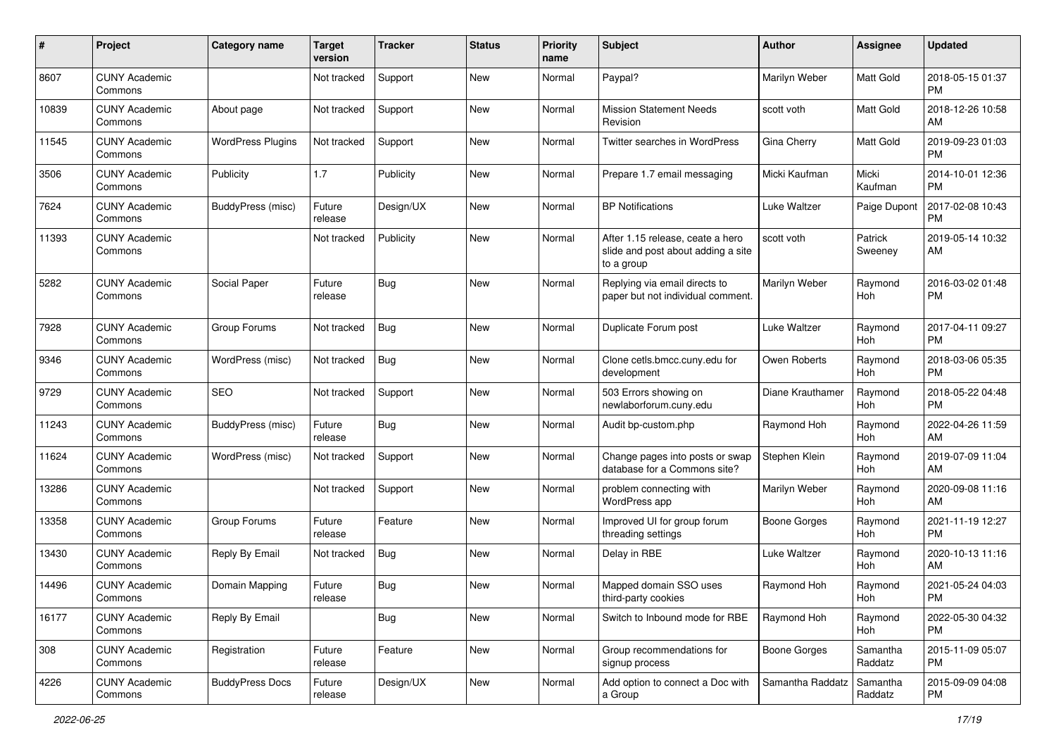| # | Project | Category name | Target version | Tracker | Status | Priority name | Subject | Author | Assignee | Updated |
|---|---|---|---|---|---|---|---|---|---|---|
| 8607 | CUNY Academic Commons | | Not tracked | Support | New | Normal | Paypal? | Marilyn Weber | Matt Gold | 2018-05-15 01:37 PM |
| 10839 | CUNY Academic Commons | About page | Not tracked | Support | New | Normal | Mission Statement Needs Revision | scott voth | Matt Gold | 2018-12-26 10:58 AM |
| 11545 | CUNY Academic Commons | WordPress Plugins | Not tracked | Support | New | Normal | Twitter searches in WordPress | Gina Cherry | Matt Gold | 2019-09-23 01:03 PM |
| 3506 | CUNY Academic Commons | Publicity | 1.7 | Publicity | New | Normal | Prepare 1.7 email messaging | Micki Kaufman | Micki Kaufman | 2014-10-01 12:36 PM |
| 7624 | CUNY Academic Commons | BuddyPress (misc) | Future release | Design/UX | New | Normal | BP Notifications | Luke Waltzer | Paige Dupont | 2017-02-08 10:43 PM |
| 11393 | CUNY Academic Commons | | Not tracked | Publicity | New | Normal | After 1.15 release, ceate a hero slide and post about adding a site to a group | scott voth | Patrick Sweeney | 2019-05-14 10:32 AM |
| 5282 | CUNY Academic Commons | Social Paper | Future release | Bug | New | Normal | Replying via email directs to paper but not individual comment. | Marilyn Weber | Raymond Hoh | 2016-03-02 01:48 PM |
| 7928 | CUNY Academic Commons | Group Forums | Not tracked | Bug | New | Normal | Duplicate Forum post | Luke Waltzer | Raymond Hoh | 2017-04-11 09:27 PM |
| 9346 | CUNY Academic Commons | WordPress (misc) | Not tracked | Bug | New | Normal | Clone cetls.bmcc.cuny.edu for development | Owen Roberts | Raymond Hoh | 2018-03-06 05:35 PM |
| 9729 | CUNY Academic Commons | SEO | Not tracked | Support | New | Normal | 503 Errors showing on newlaborforum.cuny.edu | Diane Krauthamer | Raymond Hoh | 2018-05-22 04:48 PM |
| 11243 | CUNY Academic Commons | BuddyPress (misc) | Future release | Bug | New | Normal | Audit bp-custom.php | Raymond Hoh | Raymond Hoh | 2022-04-26 11:59 AM |
| 11624 | CUNY Academic Commons | WordPress (misc) | Not tracked | Support | New | Normal | Change pages into posts or swap database for a Commons site? | Stephen Klein | Raymond Hoh | 2019-07-09 11:04 AM |
| 13286 | CUNY Academic Commons | | Not tracked | Support | New | Normal | problem connecting with WordPress app | Marilyn Weber | Raymond Hoh | 2020-09-08 11:16 AM |
| 13358 | CUNY Academic Commons | Group Forums | Future release | Feature | New | Normal | Improved UI for group forum threading settings | Boone Gorges | Raymond Hoh | 2021-11-19 12:27 PM |
| 13430 | CUNY Academic Commons | Reply By Email | Not tracked | Bug | New | Normal | Delay in RBE | Luke Waltzer | Raymond Hoh | 2020-10-13 11:16 AM |
| 14496 | CUNY Academic Commons | Domain Mapping | Future release | Bug | New | Normal | Mapped domain SSO uses third-party cookies | Raymond Hoh | Raymond Hoh | 2021-05-24 04:03 PM |
| 16177 | CUNY Academic Commons | Reply By Email | | Bug | New | Normal | Switch to Inbound mode for RBE | Raymond Hoh | Raymond Hoh | 2022-05-30 04:32 PM |
| 308 | CUNY Academic Commons | Registration | Future release | Feature | New | Normal | Group recommendations for signup process | Boone Gorges | Samantha Raddatz | 2015-11-09 05:07 PM |
| 4226 | CUNY Academic Commons | BuddyPress Docs | Future release | Design/UX | New | Normal | Add option to connect a Doc with a Group | Samantha Raddatz | Samantha Raddatz | 2015-09-09 04:08 PM |

2022-06-25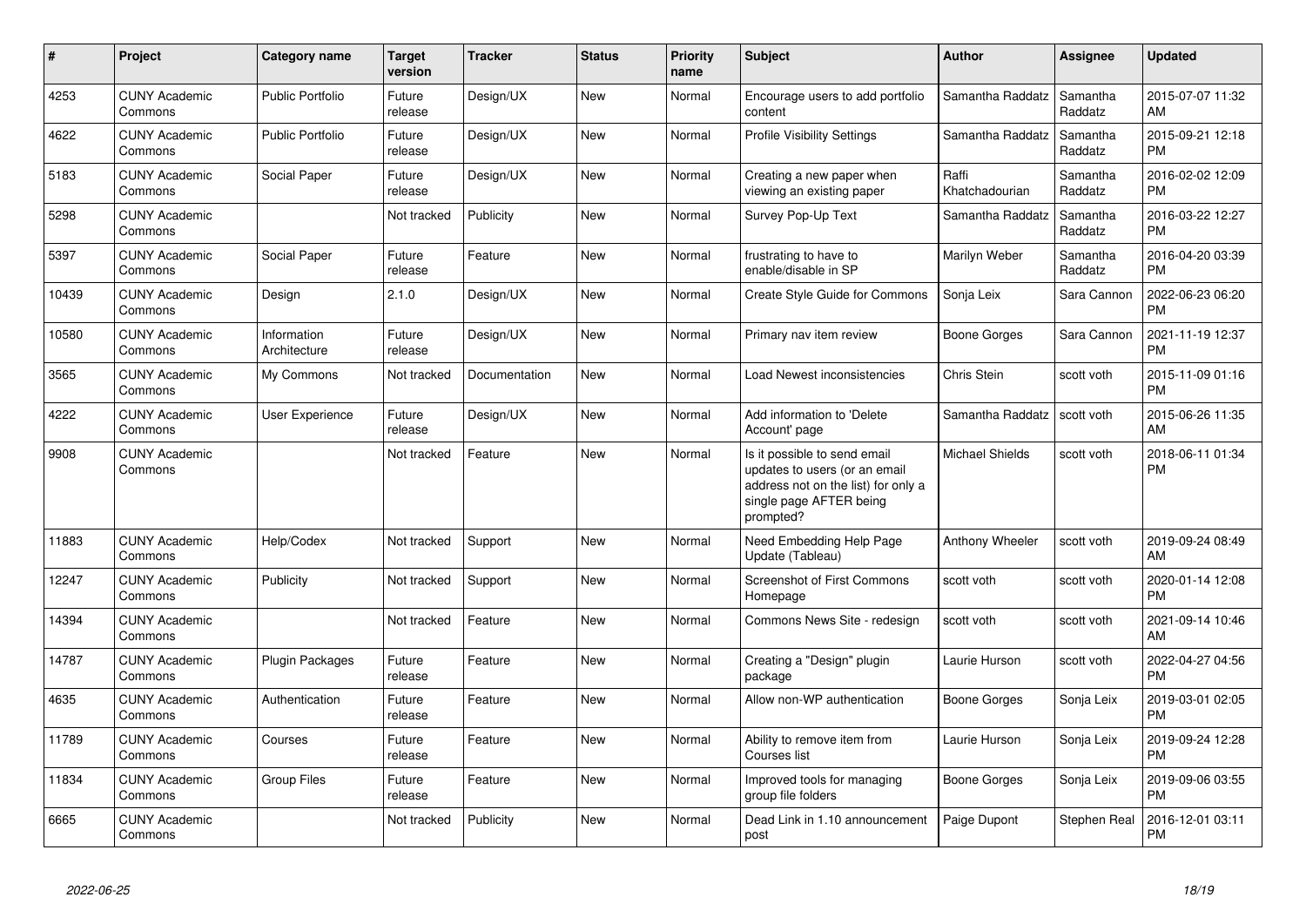| # | Project | Category name | Target version | Tracker | Status | Priority name | Subject | Author | Assignee | Updated |
|---|---|---|---|---|---|---|---|---|---|---|
| 4253 | CUNY Academic Commons | Public Portfolio | Future release | Design/UX | New | Normal | Encourage users to add portfolio content | Samantha Raddatz | Samantha Raddatz | 2015-07-07 11:32 AM |
| 4622 | CUNY Academic Commons | Public Portfolio | Future release | Design/UX | New | Normal | Profile Visibility Settings | Samantha Raddatz | Samantha Raddatz | 2015-09-21 12:18 PM |
| 5183 | CUNY Academic Commons | Social Paper | Future release | Design/UX | New | Normal | Creating a new paper when viewing an existing paper | Raffi Khatchadourian | Samantha Raddatz | 2016-02-02 12:09 PM |
| 5298 | CUNY Academic Commons | | Not tracked | Publicity | New | Normal | Survey Pop-Up Text | Samantha Raddatz | Samantha Raddatz | 2016-03-22 12:27 PM |
| 5397 | CUNY Academic Commons | Social Paper | Future release | Feature | New | Normal | frustrating to have to enable/disable in SP | Marilyn Weber | Samantha Raddatz | 2016-04-20 03:39 PM |
| 10439 | CUNY Academic Commons | Design | 2.1.0 | Design/UX | New | Normal | Create Style Guide for Commons | Sonja Leix | Sara Cannon | 2022-06-23 06:20 PM |
| 10580 | CUNY Academic Commons | Information Architecture | Future release | Design/UX | New | Normal | Primary nav item review | Boone Gorges | Sara Cannon | 2021-11-19 12:37 PM |
| 3565 | CUNY Academic Commons | My Commons | Not tracked | Documentation | New | Normal | Load Newest inconsistencies | Chris Stein | scott voth | 2015-11-09 01:16 PM |
| 4222 | CUNY Academic Commons | User Experience | Future release | Design/UX | New | Normal | Add information to 'Delete Account' page | Samantha Raddatz | scott voth | 2015-06-26 11:35 AM |
| 9908 | CUNY Academic Commons | | Not tracked | Feature | New | Normal | Is it possible to send email updates to users (or an email address not on the list) for only a single page AFTER being prompted? | Michael Shields | scott voth | 2018-06-11 01:34 PM |
| 11883 | CUNY Academic Commons | Help/Codex | Not tracked | Support | New | Normal | Need Embedding Help Page Update (Tableau) | Anthony Wheeler | scott voth | 2019-09-24 08:49 AM |
| 12247 | CUNY Academic Commons | Publicity | Not tracked | Support | New | Normal | Screenshot of First Commons Homepage | scott voth | scott voth | 2020-01-14 12:08 PM |
| 14394 | CUNY Academic Commons | | Not tracked | Feature | New | Normal | Commons News Site - redesign | scott voth | scott voth | 2021-09-14 10:46 AM |
| 14787 | CUNY Academic Commons | Plugin Packages | Future release | Feature | New | Normal | Creating a "Design" plugin package | Laurie Hurson | scott voth | 2022-04-27 04:56 PM |
| 4635 | CUNY Academic Commons | Authentication | Future release | Feature | New | Normal | Allow non-WP authentication | Boone Gorges | Sonja Leix | 2019-03-01 02:05 PM |
| 11789 | CUNY Academic Commons | Courses | Future release | Feature | New | Normal | Ability to remove item from Courses list | Laurie Hurson | Sonja Leix | 2019-09-24 12:28 PM |
| 11834 | CUNY Academic Commons | Group Files | Future release | Feature | New | Normal | Improved tools for managing group file folders | Boone Gorges | Sonja Leix | 2019-09-06 03:55 PM |
| 6665 | CUNY Academic Commons | | Not tracked | Publicity | New | Normal | Dead Link in 1.10 announcement post | Paige Dupont | Stephen Real | 2016-12-01 03:11 PM |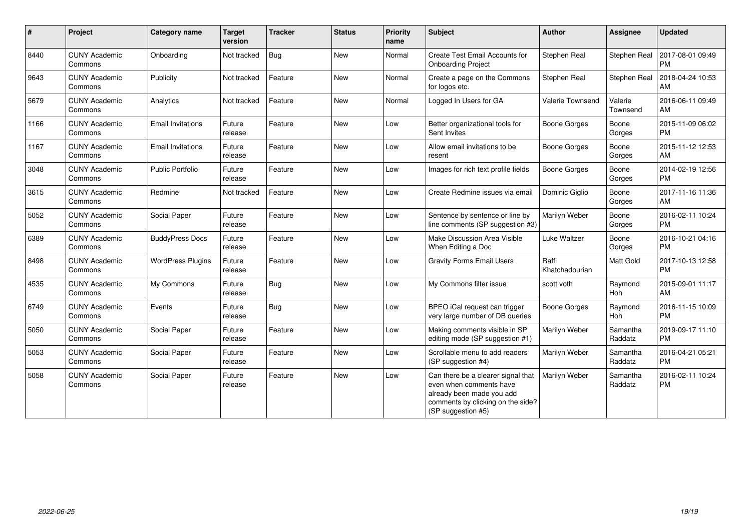| # | Project | Category name | Target version | Tracker | Status | Priority name | Subject | Author | Assignee | Updated |
|---|---|---|---|---|---|---|---|---|---|---|
| 8440 | CUNY Academic Commons | Onboarding | Not tracked | Bug | New | Normal | Create Test Email Accounts for Onboarding Project | Stephen Real | Stephen Real | 2017-08-01 09:49 PM |
| 9643 | CUNY Academic Commons | Publicity | Not tracked | Feature | New | Normal | Create a page on the Commons for logos etc. | Stephen Real | Stephen Real | 2018-04-24 10:53 AM |
| 5679 | CUNY Academic Commons | Analytics | Not tracked | Feature | New | Normal | Logged In Users for GA | Valerie Townsend | Valerie Townsend | 2016-06-11 09:49 AM |
| 1166 | CUNY Academic Commons | Email Invitations | Future release | Feature | New | Low | Better organizational tools for Sent Invites | Boone Gorges | Boone Gorges | 2015-11-09 06:02 PM |
| 1167 | CUNY Academic Commons | Email Invitations | Future release | Feature | New | Low | Allow email invitations to be resent | Boone Gorges | Boone Gorges | 2015-11-12 12:53 AM |
| 3048 | CUNY Academic Commons | Public Portfolio | Future release | Feature | New | Low | Images for rich text profile fields | Boone Gorges | Boone Gorges | 2014-02-19 12:56 PM |
| 3615 | CUNY Academic Commons | Redmine | Not tracked | Feature | New | Low | Create Redmine issues via email | Dominic Giglio | Boone Gorges | 2017-11-16 11:36 AM |
| 5052 | CUNY Academic Commons | Social Paper | Future release | Feature | New | Low | Sentence by sentence or line by line comments (SP suggestion #3) | Marilyn Weber | Boone Gorges | 2016-02-11 10:24 PM |
| 6389 | CUNY Academic Commons | BuddyPress Docs | Future release | Feature | New | Low | Make Discussion Area Visible When Editing a Doc | Luke Waltzer | Boone Gorges | 2016-10-21 04:16 PM |
| 8498 | CUNY Academic Commons | WordPress Plugins | Future release | Feature | New | Low | Gravity Forms Email Users | Raffi Khatchadourian | Matt Gold | 2017-10-13 12:58 PM |
| 4535 | CUNY Academic Commons | My Commons | Future release | Bug | New | Low | My Commons filter issue | scott voth | Raymond Hoh | 2015-09-01 11:17 AM |
| 6749 | CUNY Academic Commons | Events | Future release | Bug | New | Low | BPEO iCal request can trigger very large number of DB queries | Boone Gorges | Raymond Hoh | 2016-11-15 10:09 PM |
| 5050 | CUNY Academic Commons | Social Paper | Future release | Feature | New | Low | Making comments visible in SP editing mode (SP suggestion #1) | Marilyn Weber | Samantha Raddatz | 2019-09-17 11:10 PM |
| 5053 | CUNY Academic Commons | Social Paper | Future release | Feature | New | Low | Scrollable menu to add readers (SP suggestion #4) | Marilyn Weber | Samantha Raddatz | 2016-04-21 05:21 PM |
| 5058 | CUNY Academic Commons | Social Paper | Future release | Feature | New | Low | Can there be a clearer signal that even when comments have already been made you add comments by clicking on the side? (SP suggestion #5) | Marilyn Weber | Samantha Raddatz | 2016-02-11 10:24 PM |